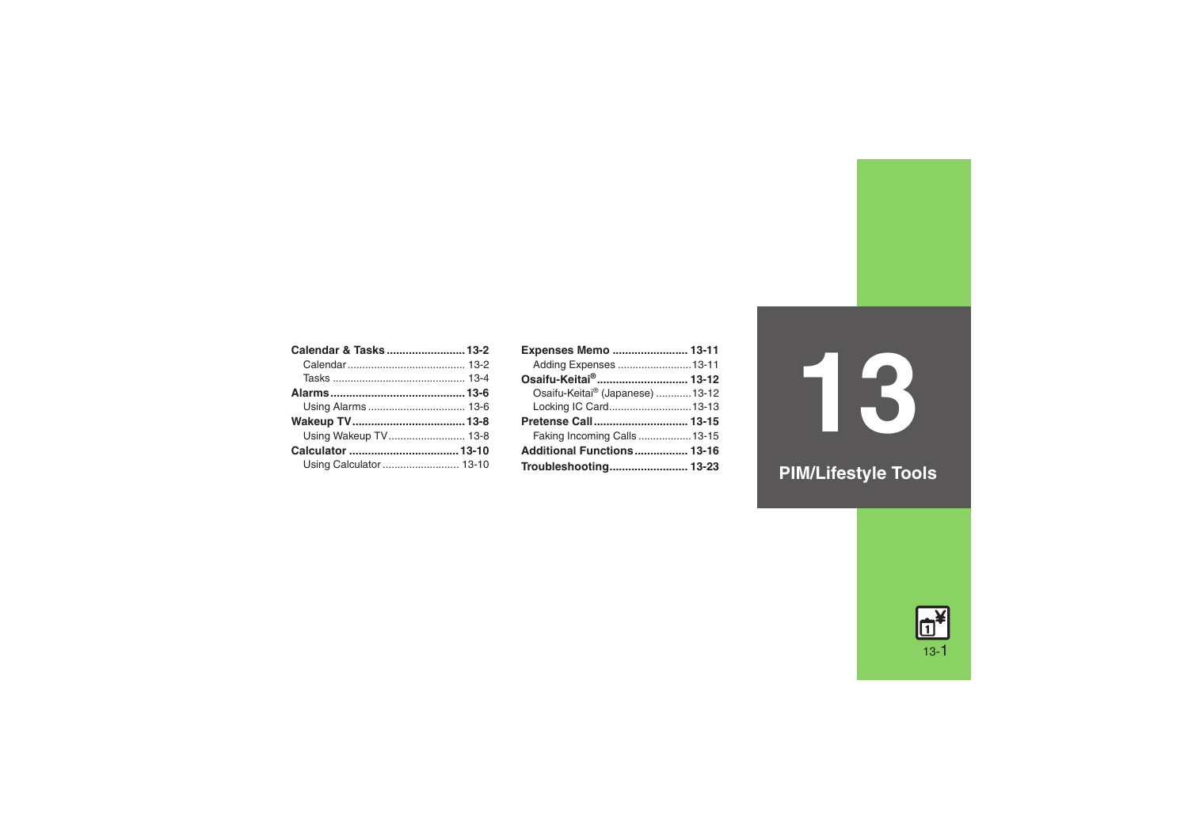# 13

# PIM/Lifestyle Tools

**Calendar & Tasks** .......................... **13-2**
- Calendar .......................................... 13-2
- Tasks ................................................ 13-4

**Alarms** ............................................. **13-6**
- Using Alarms ................................... 13-6

**Wakeup TV** ..................................... **13-8**
- Using Wakeup TV ............................ 13-8

**Calculator** ...................................... **13-10**
- Using Calculator ............................ 13-10

**Expenses Memo** ............................ **13-11**
- Adding Expenses ........................... 13-11

**Osaifu-Keitai®** ................................ **13-12**
- Osaifu-Keitai® (Japanese) ............ 13-12
- Locking IC Card ............................. 13-13

**Pretense Call** .................................. **13-15**
- Faking Incoming Calls .................. 13-15

**Additional Functions** .................... **13-16**

**Troubleshooting** ............................ **13-23**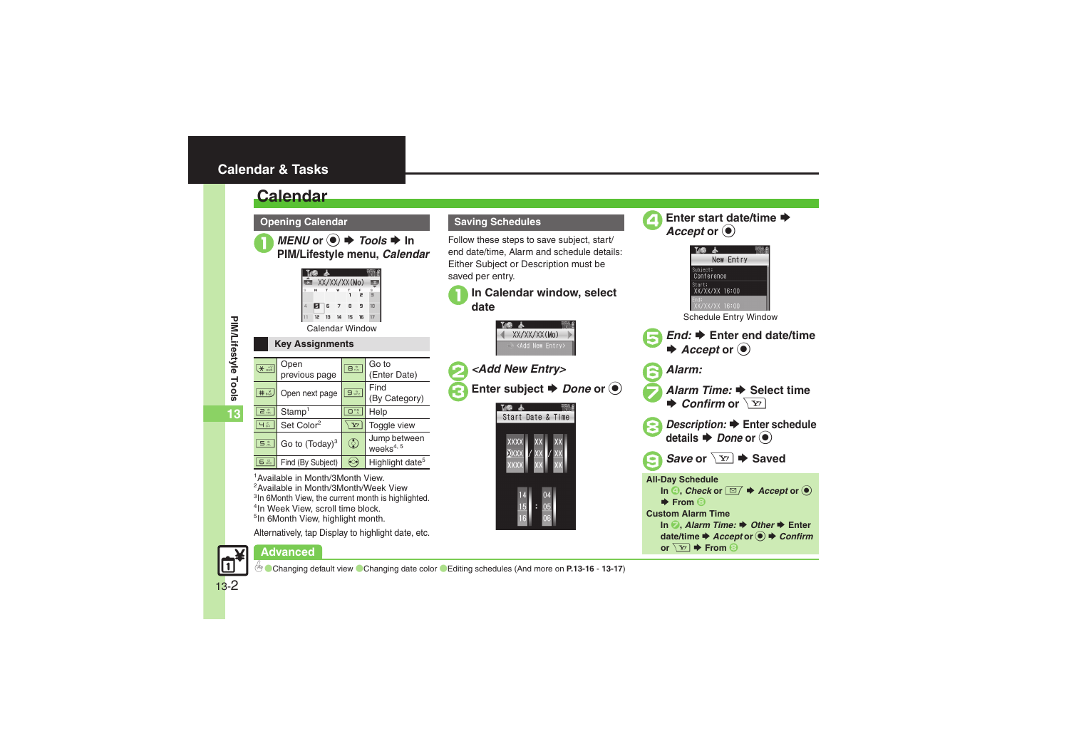# Calendar

## Opening Calendar

1. *MENU* or ● ➡ *Tools* ➡ In PIM/Lifestyle menu, *Calendar*

Calendar Window

### Key Assignments

| Key | Function | Key | Function |
|---|---|---|---|
| * | Open previous page | 8 | Go to (Enter Date) |
| # | Open next page | 9 | Find (By Category) |
| 2 | Stamp[1] | 0 | Help |
| 4 | Set Color[2] | Y! | Toggle view |
| 5 | Go to (Today)[3] | ◎ | Jump between weeks[4, 5] |
| 6 | Find (By Subject) | ◎ | Highlight date[5] |

[1]Available in Month/3Month View.
[2]Available in Month/3Month/Week View
[3]In 6Month View, the current month is highlighted.
[4]In Week View, scroll time block.
[5]In 6Month View, highlight month.

Alternatively, tap Display to highlight date, etc.

## Saving Schedules

Follow these steps to save subject, start/end date/time, Alarm and schedule details: Either Subject or Description must be saved per entry.

1. In Calendar window, select date
2. *<Add New Entry>*
3. Enter subject ➡ *Done* or ●
4. Enter start date/time ➡ *Accept* or ●

Schedule Entry Window

5. *End:* ➡ Enter end date/time ➡ *Accept* or ●
6. *Alarm:*
7. *Alarm Time:* ➡ Select time ➡ *Confirm* or Y!
8. *Description:* ➡ Enter schedule details ➡ *Done* or ●
9. *Save* or Y! ➡ Saved

**All-Day Schedule**
In 4, *Check* or ✉ ➡ *Accept* or ● ➡ From 5

**Custom Alarm Time**
In 7, *Alarm Time:* ➡ *Other* ➡ Enter date/time ➡ *Accept* or ● ➡ *Confirm* or Y! ➡ From 8

## Advanced

Changing default view · Changing date color · Editing schedules (And more on **P.13-16** - **13-17**)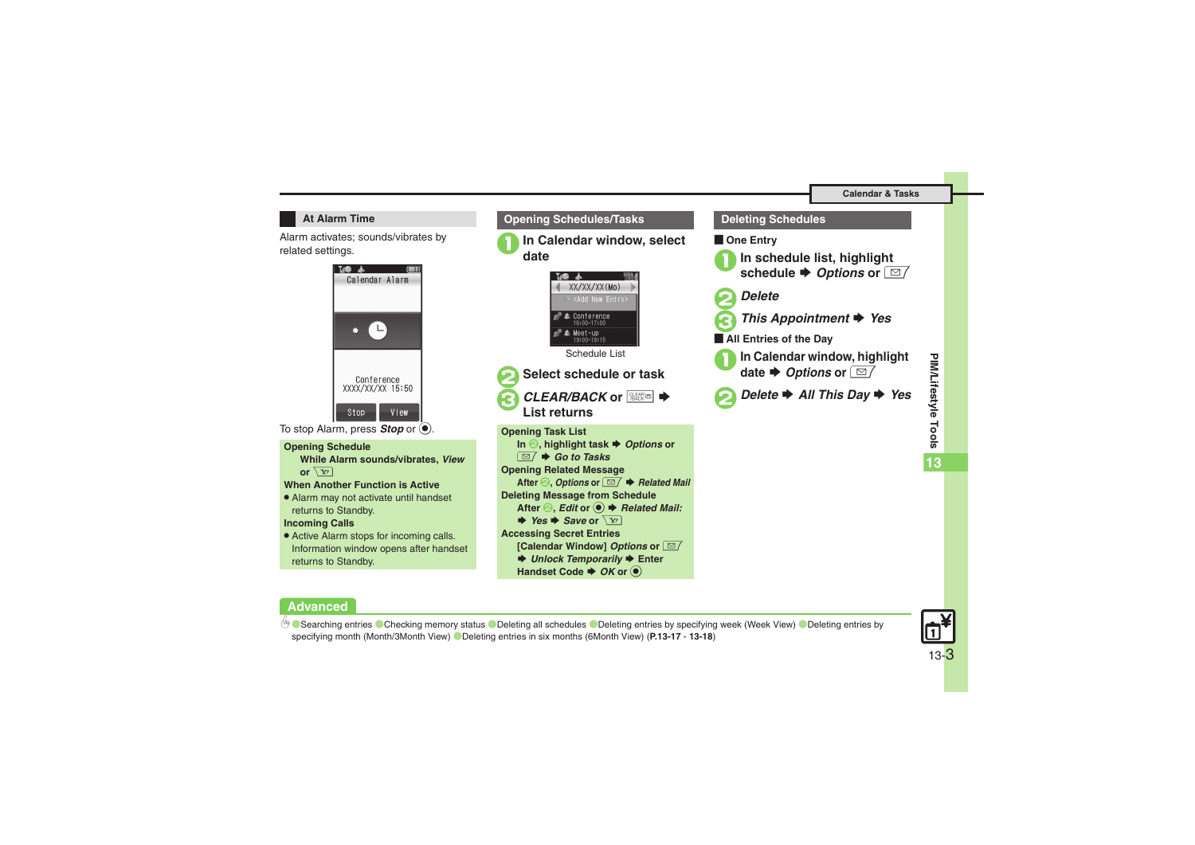## At Alarm Time

Alarm activates; sounds/vibrates by related settings.

Calendar Alarm

Conference
XXXX/XX/XX 15:50

Stop View

To stop Alarm, press *Stop* or ◉.

**Opening Schedule**

While Alarm sounds/vibrates, *View* or Y!

**When Another Function is Active**

- Alarm may not activate until handset returns to Standby.

**Incoming Calls**

- Active Alarm stops for incoming calls. Information window opens after handset returns to Standby.

## Opening Schedules/Tasks

1. **In Calendar window, select date**

XX/XX/XX(Mo)
<Add New Entry>
Conference 16:00-17:00
Meet-up 19:00-19:15

Schedule List

2. **Select schedule or task**
3. ***CLEAR/BACK* or CLEAR/BACK ➡ List returns**

**Opening Task List**

In 2, highlight task ➡ *Options* or ✉ ➡ *Go to Tasks*

**Opening Related Message**

After 2, *Options* or ✉ ➡ *Related Mail*

**Deleting Message from Schedule**

After 2, *Edit* or ◉ ➡ *Related Mail:* ➡ *Yes* ➡ *Save* or Y!

**Accessing Secret Entries**

[Calendar Window] *Options* or ✉ ➡ *Unlock Temporarily* ➡ Enter Handset Code ➡ *OK* or ◉

## Deleting Schedules

### One Entry

1. **In schedule list, highlight schedule ➡ *Options* or ✉**
2. ***Delete***
3. ***This Appointment* ➡ *Yes***

### All Entries of the Day

1. **In Calendar window, highlight date ➡ *Options* or ✉**
2. ***Delete* ➡ *All This Day* ➡ *Yes***

## Advanced

Searching entries · Checking memory status · Deleting all schedules · Deleting entries by specifying week (Week View) · Deleting entries by specifying month (Month/3Month View) · Deleting entries in six months (6Month View) (**P.13-17** - **13-18**)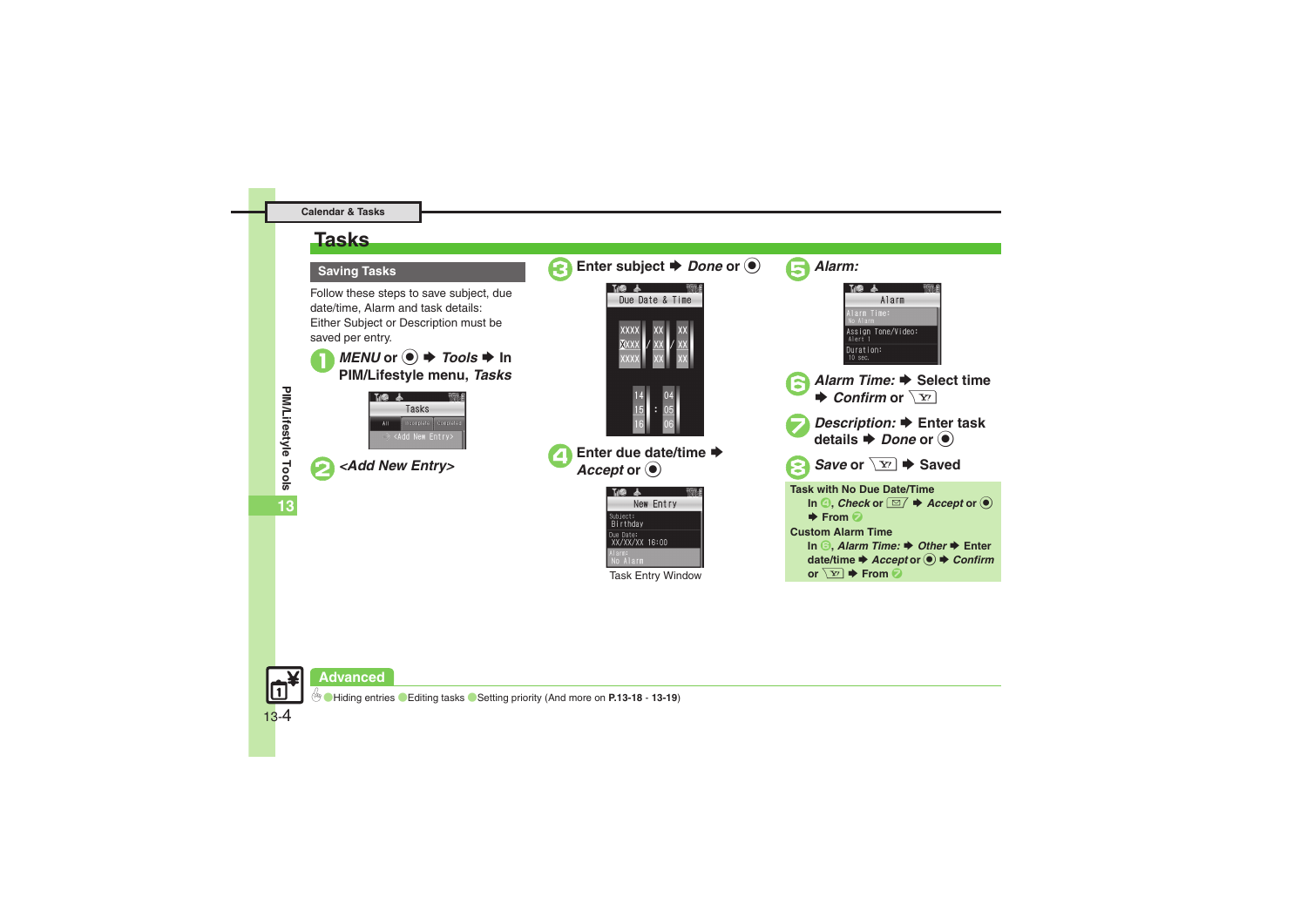# Tasks

## Saving Tasks

Follow these steps to save subject, due date/time, Alarm and task details: Either Subject or Description must be saved per entry.

1. *MENU* or ● ➡ *Tools* ➡ In PIM/Lifestyle menu, *Tasks*

2. *<Add New Entry>*

3. Enter subject ➡ *Done* or ●

4. Enter due date/time ➡ *Accept* or ●

Task Entry Window

5. *Alarm:*

6. *Alarm Time:* ➡ Select time ➡ *Confirm* or Y!

7. *Description:* ➡ Enter task details ➡ *Done* or ●

8. *Save* or Y! ➡ Saved

**Task with No Due Date/Time**

**In 4, *Check* or ✉ ➡ *Accept* or ● ➡ From 5**

**Custom Alarm Time**

**In 6, *Alarm Time:* ➡ *Other* ➡ Enter date/time ➡ *Accept* or ● ➡ *Confirm* or Y! ➡ From 7**

## Advanced

Hiding entries · Editing tasks · Setting priority (And more on **P.13-18** - **13-19**)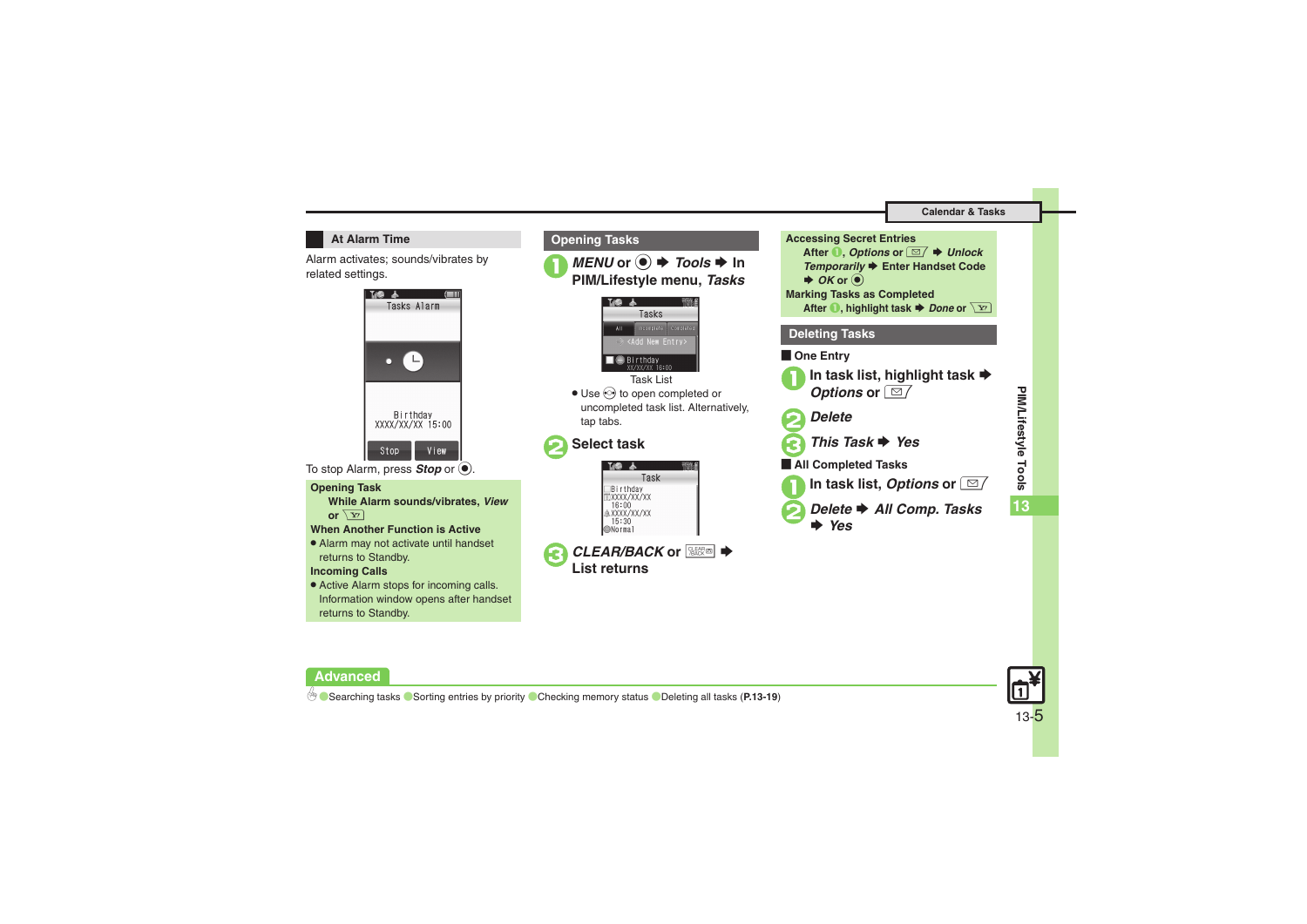## At Alarm Time

Alarm activates; sounds/vibrates by related settings.

Tasks Alarm

Birthday
XXXX/XX/XX 15:00

Stop View

To stop Alarm, press ***Stop*** or ◉.

**Opening Task**

**While Alarm sounds/vibrates, *View* or** Y!

**When Another Function is Active**

- Alarm may not activate until handset returns to Standby.

**Incoming Calls**

- Active Alarm stops for incoming calls. Information window opens after handset returns to Standby.

## Opening Tasks

**1** ***MENU*** **or ◉ ➡ *Tools* ➡ In PIM/Lifestyle menu, *Tasks***

Task List

- Use ◎ to open completed or uncompleted task list. Alternatively, tap tabs.

**2** **Select task**

**3** ***CLEAR/BACK*** **or** CLEAR/BACK **➡ List returns**

**Accessing Secret Entries**

**After 1, *Options* or ✉ ➡ *Unlock Temporarily* ➡ Enter Handset Code ➡ *OK* or ◉**

**Marking Tasks as Completed**

**After 1, highlight task ➡ *Done* or** Y!

## Deleting Tasks

**One Entry**

**1** **In task list, highlight task ➡ *Options* or** ✉

**2** ***Delete***

**3** ***This Task*** **➡ *Yes***

**All Completed Tasks**

**1** **In task list, *Options* or** ✉

**2** ***Delete*** **➡ *All Comp. Tasks* ➡ *Yes***

**Advanced**

Searching tasks ● Sorting entries by priority ● Checking memory status ● Deleting all tasks (**P.13-19**)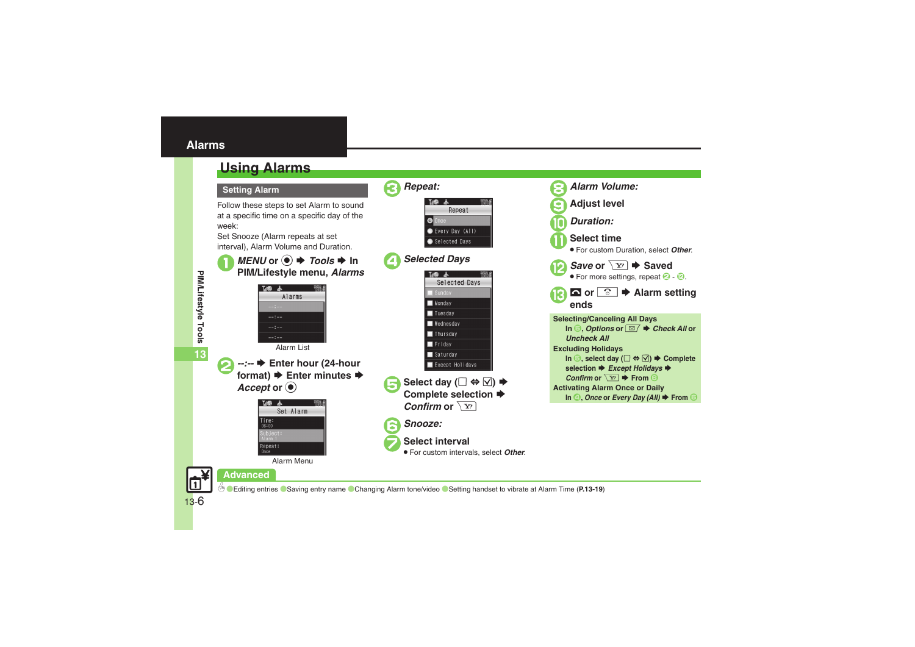## Alarms

# Using Alarms

### Setting Alarm

Follow these steps to set Alarm to sound at a specific time on a specific day of the week:

Set Snooze (Alarm repeats at set interval), Alarm Volume and Duration.

1. *MENU* or ◉ ➡ *Tools* ➡ In PIM/Lifestyle menu, *Alarms*

   Alarm List

2. *--:--* ➡ Enter hour (24-hour format) ➡ Enter minutes ➡ *Accept* or ◉

   Alarm Menu

3. *Repeat:*

4. *Selected Days*

5. Select day (☐ ⇔ ☑) ➡ Complete selection ➡ *Confirm* or 

6. *Snooze:*

7. Select interval
   - For custom intervals, select *Other*.

8. *Alarm Volume:*

9. Adjust level

10. *Duration:*

11. Select time
    - For custom Duration, select *Other*.

12. *Save* or  ➡ Saved
    - For more settings, repeat 2 - 12.

13.  or  ➡ Alarm setting ends

**Selecting/Canceling All Days**
In 5, *Options* or  ➡ *Check All* or *Uncheck All*

**Excluding Holidays**
In 5, select day (☐ ⇔ ☑) ➡ Complete selection ➡ *Except Holidays* ➡ *Confirm* or  ➡ From 6

**Activating Alarm Once or Daily**
In 4, *Once* or *Every Day (All)* ➡ From 6

**Advanced**

Editing entries ● Saving entry name ● Changing Alarm tone/video ● Setting handset to vibrate at Alarm Time (**P.13-19**)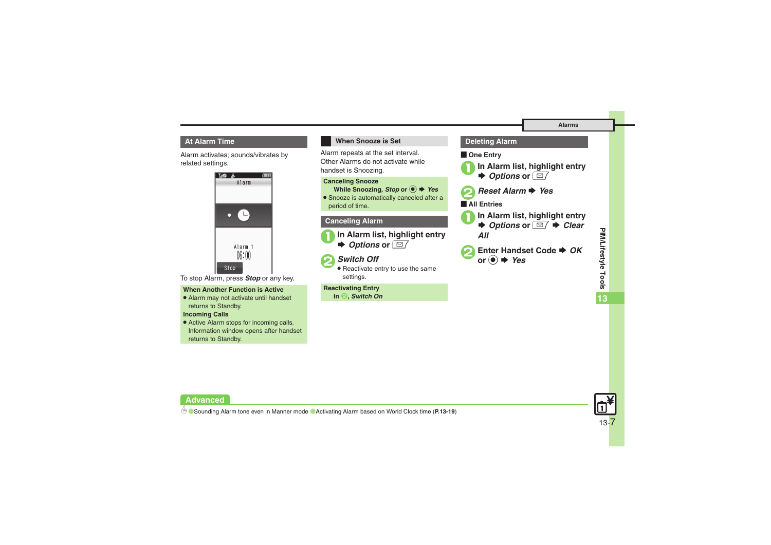## At Alarm Time

Alarm activates; sounds/vibrates by related settings.

To stop Alarm, press ***Stop*** or any key.

**When Another Function is Active**

- Alarm may not activate until handset returns to Standby.

**Incoming Calls**

- Active Alarm stops for incoming calls. Information window opens after handset returns to Standby.

## When Snooze is Set

Alarm repeats at the set interval.
Other Alarms do not activate while handset is Snoozing.

**Canceling Snooze**

**While Snoozing, *Stop* or ● ➜ *Yes***

- Snooze is automatically canceled after a period of time.

## Canceling Alarm

1. **In Alarm list, highlight entry ➜ *Options* or ✉**
2. ***Switch Off***
   - Reactivate entry to use the same settings.

**Reactivating Entry**

**In 2, *Switch On***

## Deleting Alarm

### One Entry

1. **In Alarm list, highlight entry ➜ *Options* or ✉**
2. ***Reset Alarm* ➜ *Yes***

### All Entries

1. **In Alarm list, highlight entry ➜ *Options* or ✉ ➜ *Clear All***
2. **Enter Handset Code ➜ *OK* or ● ➜ *Yes***

**Advanced**

Sounding Alarm tone even in Manner mode ● Activating Alarm based on World Clock time (**P.13-19**)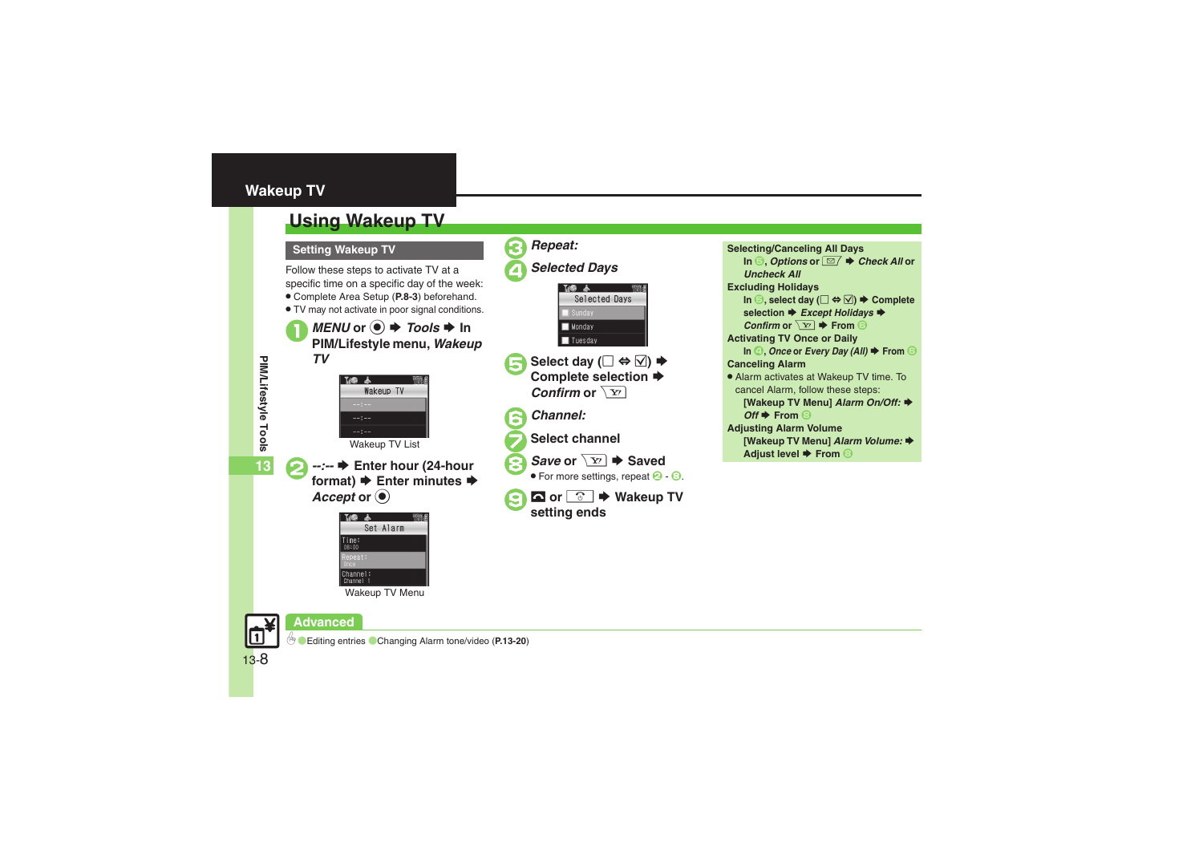## Wakeup TV

# Using Wakeup TV

### Setting Wakeup TV

Follow these steps to activate TV at a specific time on a specific day of the week:

- Complete Area Setup (**P.8-3**) beforehand.
- TV may not activate in poor signal conditions.

1. ***MENU*** **or ◉ ➡ *Tools* ➡ In PIM/Lifestyle menu, *Wakeup TV***

   Wakeup TV List

2. ***--:--* ➡ Enter hour (24-hour format) ➡ Enter minutes ➡ *Accept* or ◉**

   Wakeup TV Menu

3. ***Repeat:***
4. ***Selected Days***
5. **Select day (☐ ⇔ ☑) ➡ Complete selection ➡ *Confirm* or [Y!]**
6. ***Channel:***
7. **Select channel**
8. ***Save* or [Y!] ➡ Saved**
   - For more settings, repeat 2 - 8.
9. **[end key] or [key] ➡ Wakeup TV setting ends**

**Selecting/Canceling All Days**

In 5, ***Options*** or [✉] ➡ ***Check All*** or ***Uncheck All***

**Excluding Holidays**

In 5, select day (☐ ⇔ ☑) ➡ Complete selection ➡ ***Except Holidays*** ➡ ***Confirm*** or [Y!] ➡ From 6

**Activating TV Once or Daily**

In 4, ***Once*** or ***Every Day (All)*** ➡ From 6

**Canceling Alarm**

- Alarm activates at Wakeup TV time. To cancel Alarm, follow these steps:

  [Wakeup TV Menu] ***Alarm On/Off:*** ➡ ***Off*** ➡ From 8

**Adjusting Alarm Volume**

[Wakeup TV Menu] ***Alarm Volume:*** ➡ Adjust level ➡ From 8

**Advanced**

Editing entries / Changing Alarm tone/video (**P.13-20**)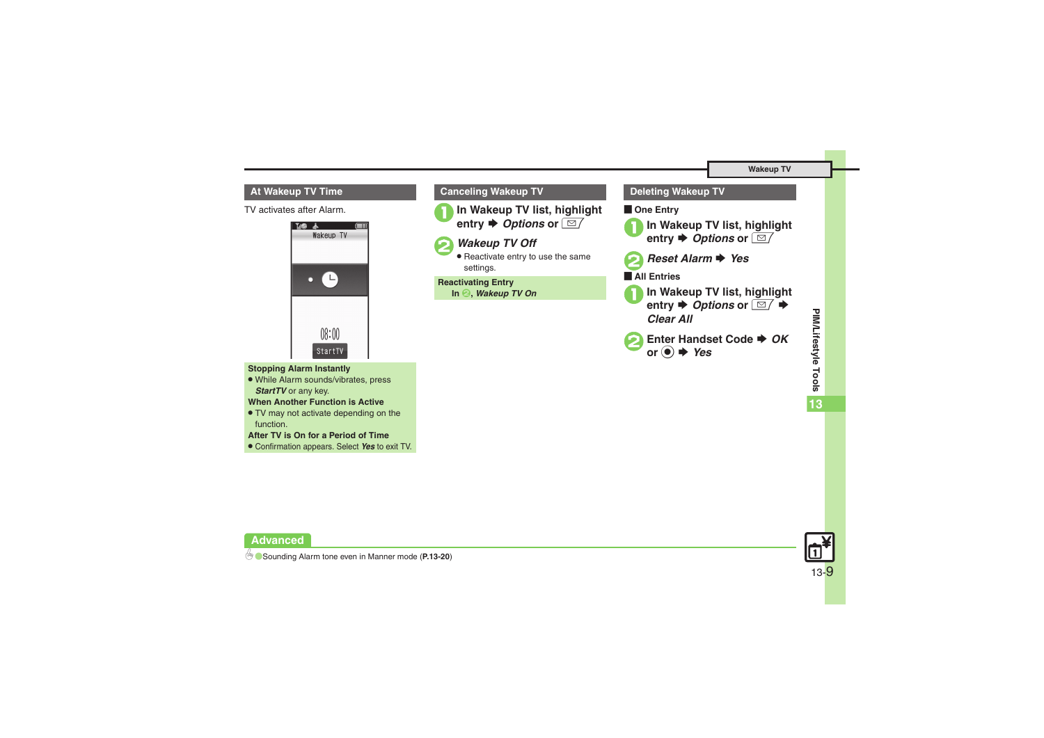## At Wakeup TV Time

TV activates after Alarm.

**Stopping Alarm Instantly**

- While Alarm sounds/vibrates, press ***StartTV*** or any key.

**When Another Function is Active**

- TV may not activate depending on the function.

**After TV is On for a Period of Time**

- Confirmation appears. Select ***Yes*** to exit TV.

## Canceling Wakeup TV

1. **In Wakeup TV list, highlight entry ➡ *Options* or ✉**
2. ***Wakeup TV Off***
   - Reactivate entry to use the same settings.

**Reactivating Entry**

In 2, ***Wakeup TV On***

## Deleting Wakeup TV

### One Entry

1. **In Wakeup TV list, highlight entry ➡ *Options* or ✉**
2. ***Reset Alarm* ➡ *Yes***

### All Entries

1. **In Wakeup TV list, highlight entry ➡ *Options* or ✉ ➡ *Clear All***
2. **Enter Handset Code ➡ *OK* or ◉ ➡ *Yes***

**Advanced**

Sounding Alarm tone even in Manner mode (**P.13-20**)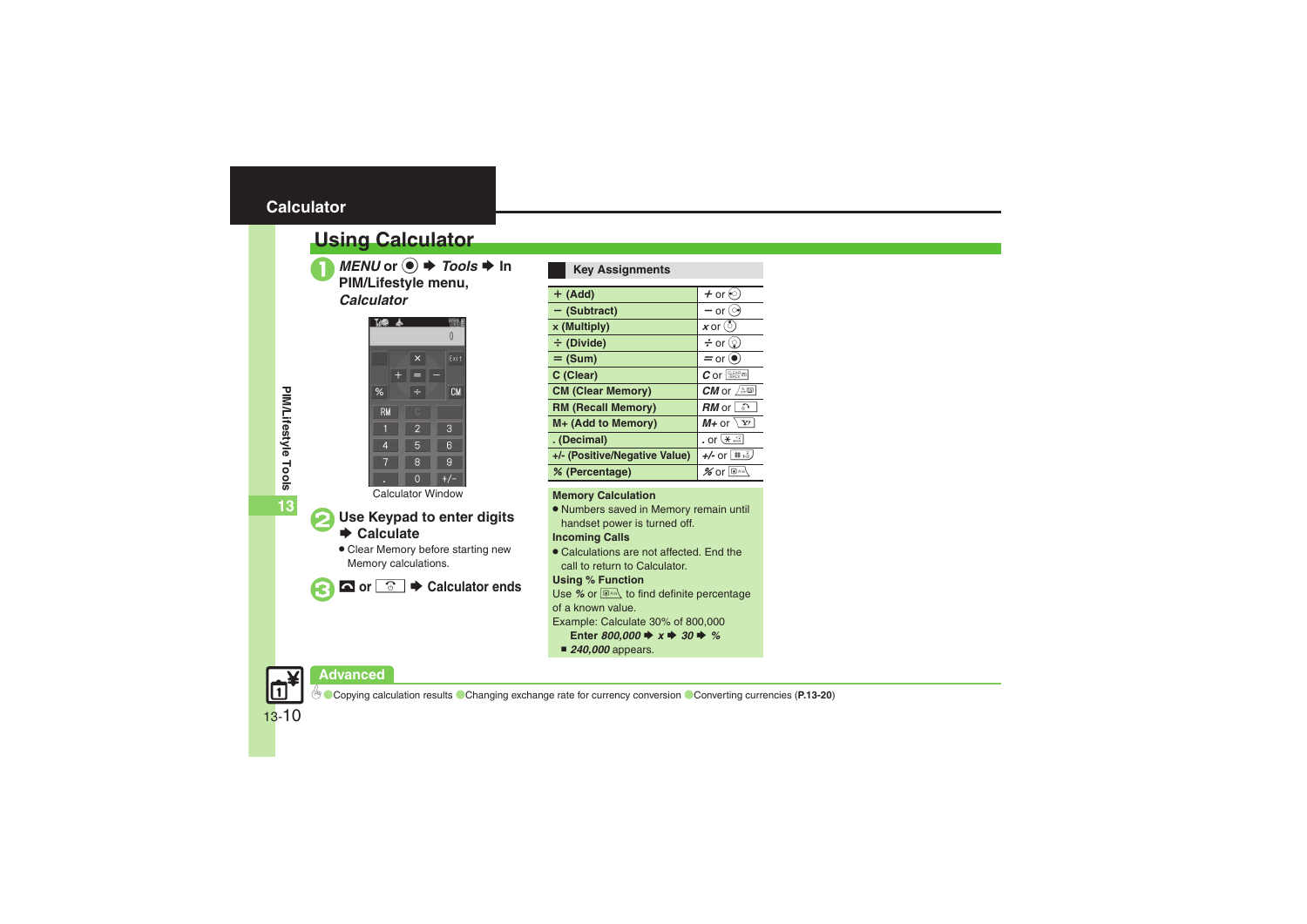# Calculator

## Using Calculator

**1** *MENU* or ● ➡ *Tools* ➡ In PIM/Lifestyle menu, *Calculator*

Calculator Window

**2** Use Keypad to enter digits ➡ Calculate

- Clear Memory before starting new Memory calculations.

**3** or ➡ Calculator ends

### Key Assignments

| Function | Key |
|---|---|
| + (Add) | *+* or |
| − (Subtract) | *−* or |
| x (Multiply) | *x* or |
| ÷ (Divide) | *÷* or |
| = (Sum) | *=* or ● |
| C (Clear) | *C* or |
| CM (Clear Memory) | *CM* or |
| RM (Recall Memory) | *RM* or |
| M+ (Add to Memory) | *M+* or |
| . (Decimal) | *.* or |
| +/- (Positive/Negative Value) | *+/-* or |
| % (Percentage) | *%* or |

**Memory Calculation**

- Numbers saved in Memory remain until handset power is turned off.

**Incoming Calls**

- Calculations are not affected. End the call to return to Calculator.

**Using % Function**

Use **%** or to find definite percentage of a known value.

Example: Calculate 30% of 800,000

Enter *800,000* ➡ *x* ➡ *30* ➡ *%*

■ ***240,000*** appears.

**Advanced**

Copying calculation results · Changing exchange rate for currency conversion · Converting currencies (**P.13-20**)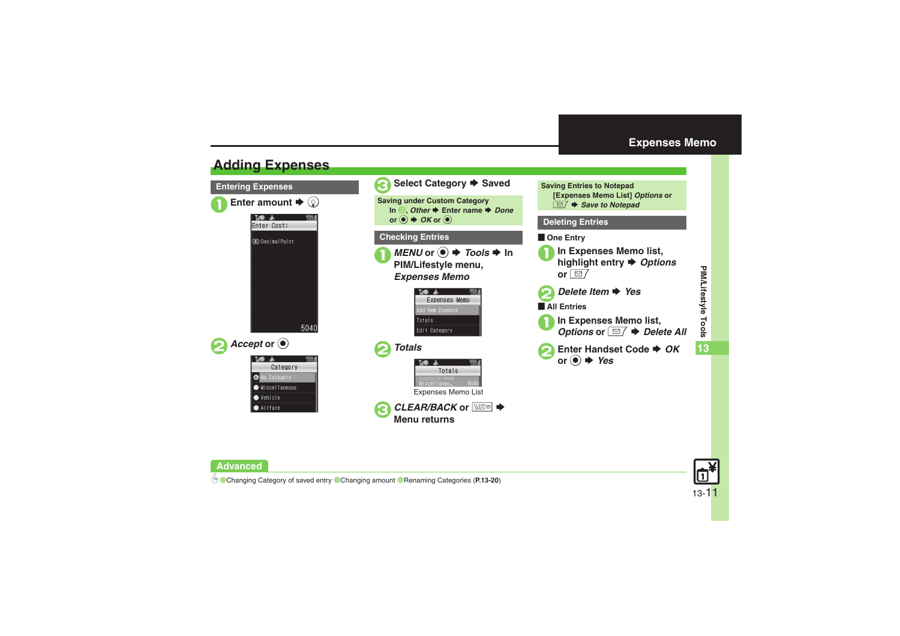# Expenses Memo

## Adding Expenses

### Entering Expenses

1. Enter amount ➡ ◎

   Enter Cost:
   ＊:DecimalPoint
   5040

2. *Accept* or ◉

   Category
   No Category
   Miscellaneous
   Vehicle
   Airfare

3. Select Category ➡ Saved

**Saving under Custom Category**
In 3, *Other* ➡ Enter name ➡ *Done* or ◉ ➡ *OK* or ◉

### Checking Entries

1. *MENU* or ◉ ➡ *Tools* ➡ In PIM/Lifestyle menu, *Expenses Memo*

   Expenses Memo
   Add New Expense
   Totals
   Edit Category

2. *Totals*

   Totals
   Miscellaneo… 5040

   Expenses Memo List

3. *CLEAR/BACK* or CLEAR/BACK ➡ Menu returns

**Saving Entries to Notepad**
[Expenses Memo List] *Options* or ✉ ➡ *Save to Notepad*

### Deleting Entries

■ One Entry

1. In Expenses Memo list, highlight entry ➡ *Options* or ✉
2. *Delete Item* ➡ *Yes*

■ All Entries

1. In Expenses Memo list, *Options* or ✉ ➡ *Delete All*
2. Enter Handset Code ➡ *OK* or ◉ ➡ *Yes*

PIM/Lifestyle Tools

**Advanced**

Changing Category of saved entry · Changing amount · Renaming Categories (**P.13-20**)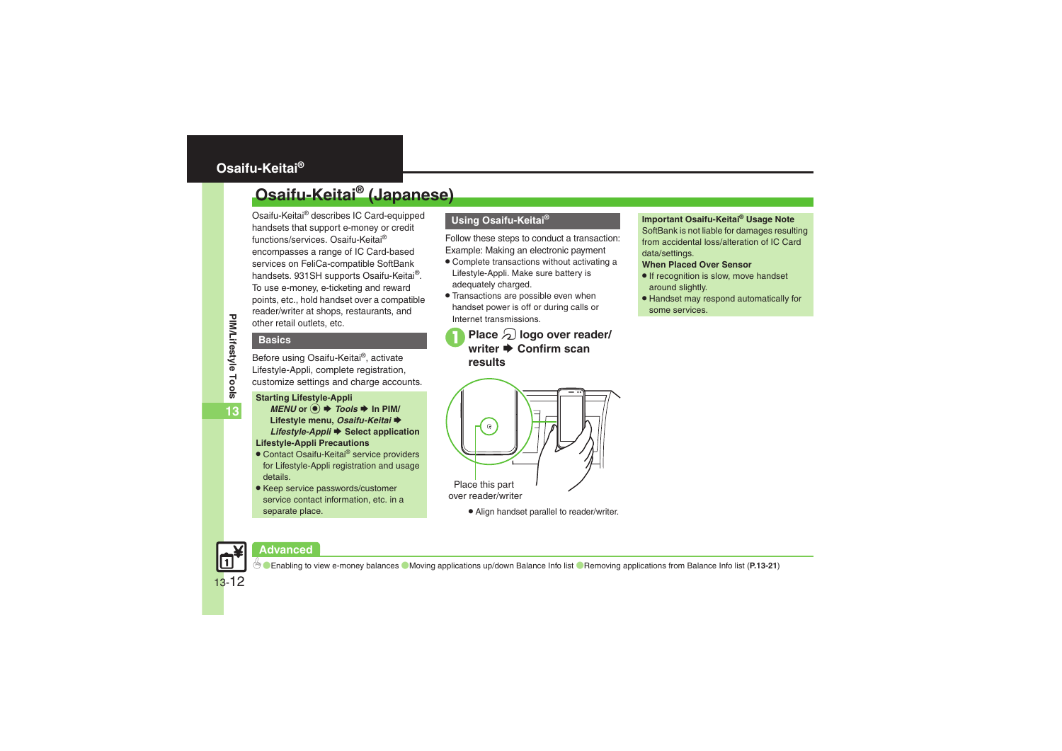## Osaifu-Keitai® (Japanese)

Osaifu-Keitai® describes IC Card-equipped handsets that support e-money or credit functions/services. Osaifu-Keitai® encompasses a range of IC Card-based services on FeliCa-compatible SoftBank handsets. 931SH supports Osaifu-Keitai®. To use e-money, e-ticketing and reward points, etc., hold handset over a compatible reader/writer at shops, restaurants, and other retail outlets, etc.

### Basics

Before using Osaifu-Keitai®, activate Lifestyle-Appli, complete registration, customize settings and charge accounts.

**Starting Lifestyle-Appli**

***MENU*** **or** ◉ ➡ ***Tools*** ➡ **In PIM/Lifestyle menu,** ***Osaifu-Keitai*** ➡ ***Lifestyle-Appli*** ➡ **Select application**

**Lifestyle-Appli Precautions**

- Contact Osaifu-Keitai® service providers for Lifestyle-Appli registration and usage details.
- Keep service passwords/customer service contact information, etc. in a separate place.

### Using Osaifu-Keitai®

Follow these steps to conduct a transaction: Example: Making an electronic payment

- Complete transactions without activating a Lifestyle-Appli. Make sure battery is adequately charged.
- Transactions are possible even when handset power is off or during calls or Internet transmissions.

**1 Place logo over reader/writer ➡ Confirm scan results**

Place this part over reader/writer

- Align handset parallel to reader/writer.

**Important Osaifu-Keitai® Usage Note**

SoftBank is not liable for damages resulting from accidental loss/alteration of IC Card data/settings.

**When Placed Over Sensor**

- If recognition is slow, move handset around slightly.
- Handset may respond automatically for some services.

**Advanced**

Enabling to view e-money balances ● Moving applications up/down Balance Info list ● Removing applications from Balance Info list (**P.13-21**)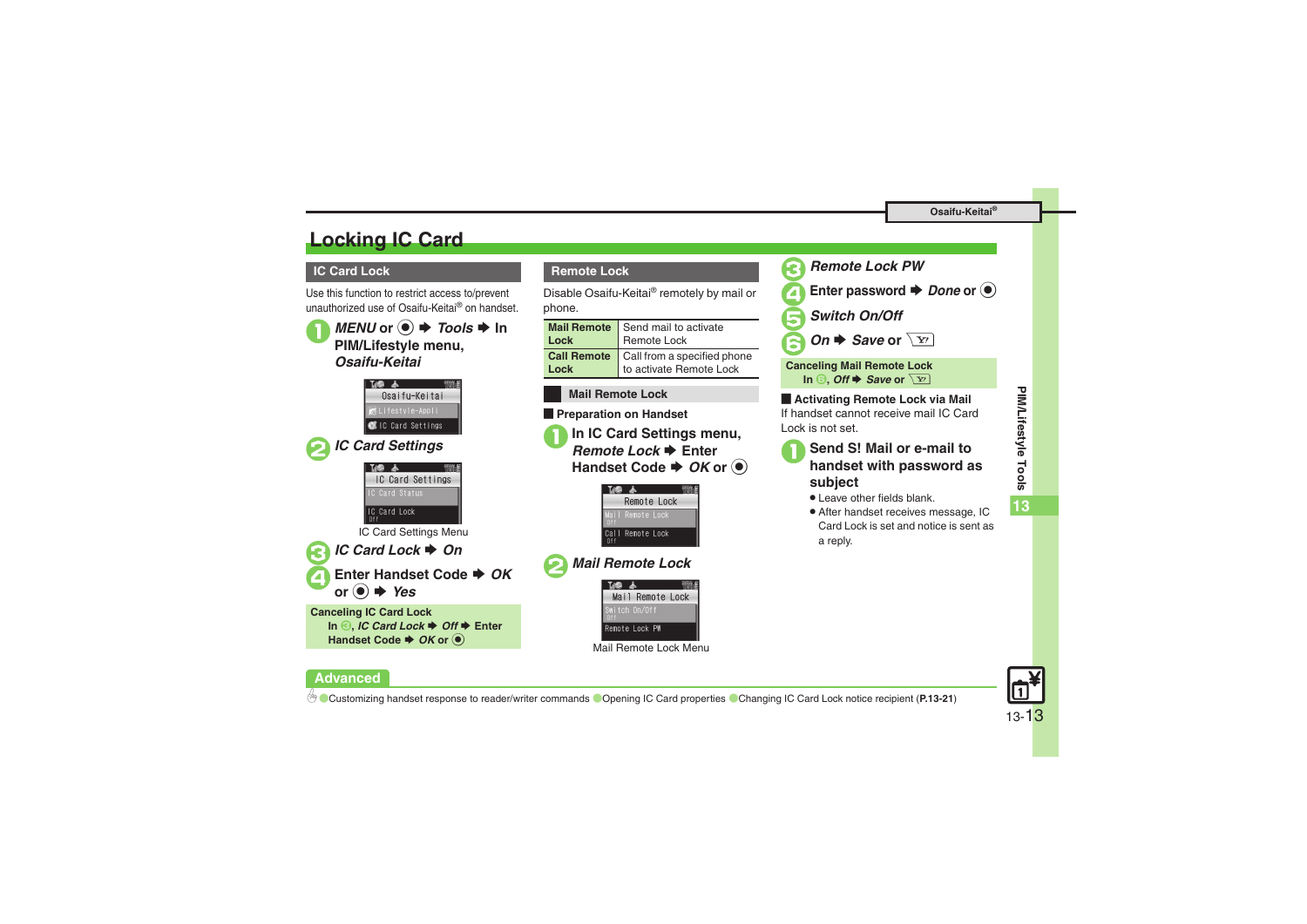# Locking IC Card

## IC Card Lock

Use this function to restrict access to/prevent unauthorized use of Osaifu-Keitai® on handset.

1. ***MENU*** **or ● ➡ *Tools* ➡ In PIM/Lifestyle menu, *Osaifu-Keitai***
2. ***IC Card Settings***

IC Card Settings Menu

3. ***IC Card Lock* ➡ *On***
4. **Enter Handset Code ➡ *OK* or ● ➡ *Yes***

**Canceling IC Card Lock**
**In 3, *IC Card Lock* ➡ *Off* ➡ Enter Handset Code ➡ *OK* or ●**

## Remote Lock

Disable Osaifu-Keitai® remotely by mail or phone.

| | |
|---|---|
| **Mail Remote Lock** | Send mail to activate Remote Lock |
| **Call Remote Lock** | Call from a specified phone to activate Remote Lock |

### Mail Remote Lock

#### Preparation on Handset

1. **In IC Card Settings menu, *Remote Lock* ➡ Enter Handset Code ➡ *OK* or ●**
2. ***Mail Remote Lock***

Mail Remote Lock Menu

3. ***Remote Lock PW***
4. **Enter password ➡ *Done* or ●**
5. ***Switch On/Off***
6. ***On* ➡ *Save* or Y!**

**Canceling Mail Remote Lock**
**In 5, *Off* ➡ *Save* or Y!**

#### Activating Remote Lock via Mail

If handset cannot receive mail IC Card Lock is not set.

1. **Send S! Mail or e-mail to handset with password as subject**
   - Leave other fields blank.
   - After handset receives message, IC Card Lock is set and notice is sent as a reply.

## Advanced

●Customizing handset response to reader/writer commands ●Opening IC Card properties ●Changing IC Card Lock notice recipient (**P.13-21**)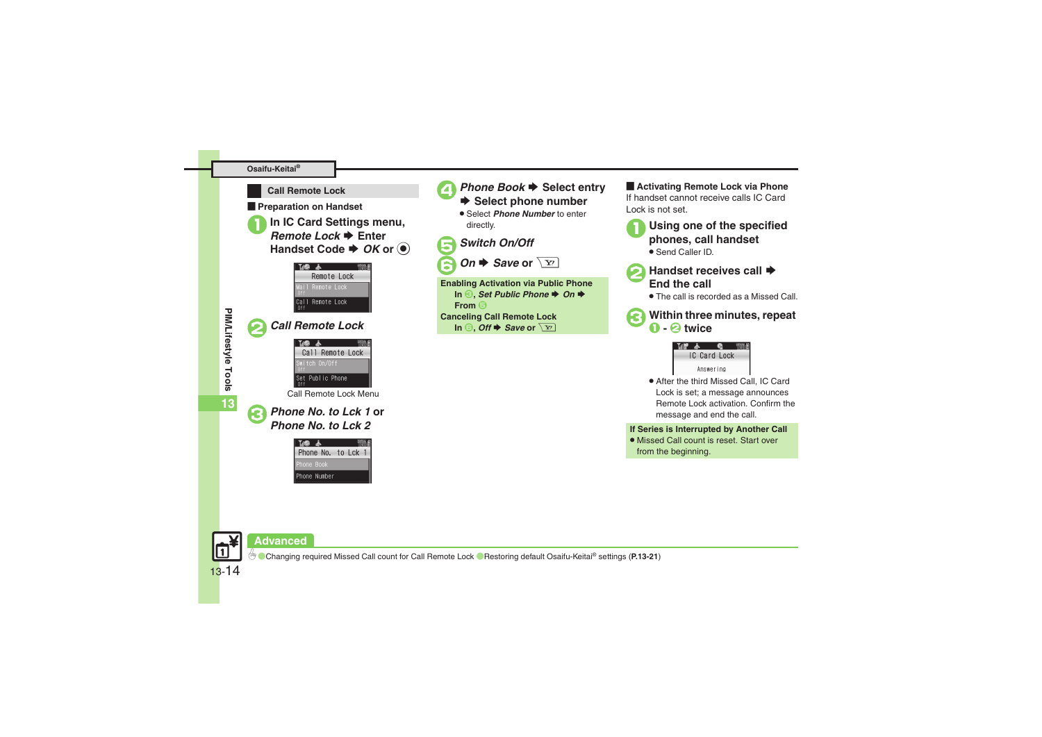## Call Remote Lock

### Preparation on Handset

1. In IC Card Settings menu, *Remote Lock* ➡ Enter Handset Code ➡ *OK* or ◉

2. *Call Remote Lock*

Call Remote Lock Menu

3. *Phone No. to Lck 1* or *Phone No. to Lck 2*

4. *Phone Book* ➡ Select entry ➡ Select phone number
   - Select *Phone Number* to enter directly.

5. *Switch On/Off*

6. *On* ➡ *Save* or [Y!]

**Enabling Activation via Public Phone**
In 3, *Set Public Phone* ➡ *On* ➡ From 5

**Canceling Call Remote Lock**
In 6, *Off* ➡ *Save* or [Y!]

### Activating Remote Lock via Phone

If handset cannot receive calls IC Card Lock is not set.

1. Using one of the specified phones, call handset
   - Send Caller ID.

2. Handset receives call ➡ End the call
   - The call is recorded as a Missed Call.

3. Within three minutes, repeat 1 - 2 twice
   - After the third Missed Call, IC Card Lock is set; a message announces Remote Lock activation. Confirm the message and end the call.

**If Series is Interrupted by Another Call**
- Missed Call count is reset. Start over from the beginning.

**Advanced**

● Changing required Missed Call count for Call Remote Lock ● Restoring default Osaifu-Keitai® settings (**P.13-21**)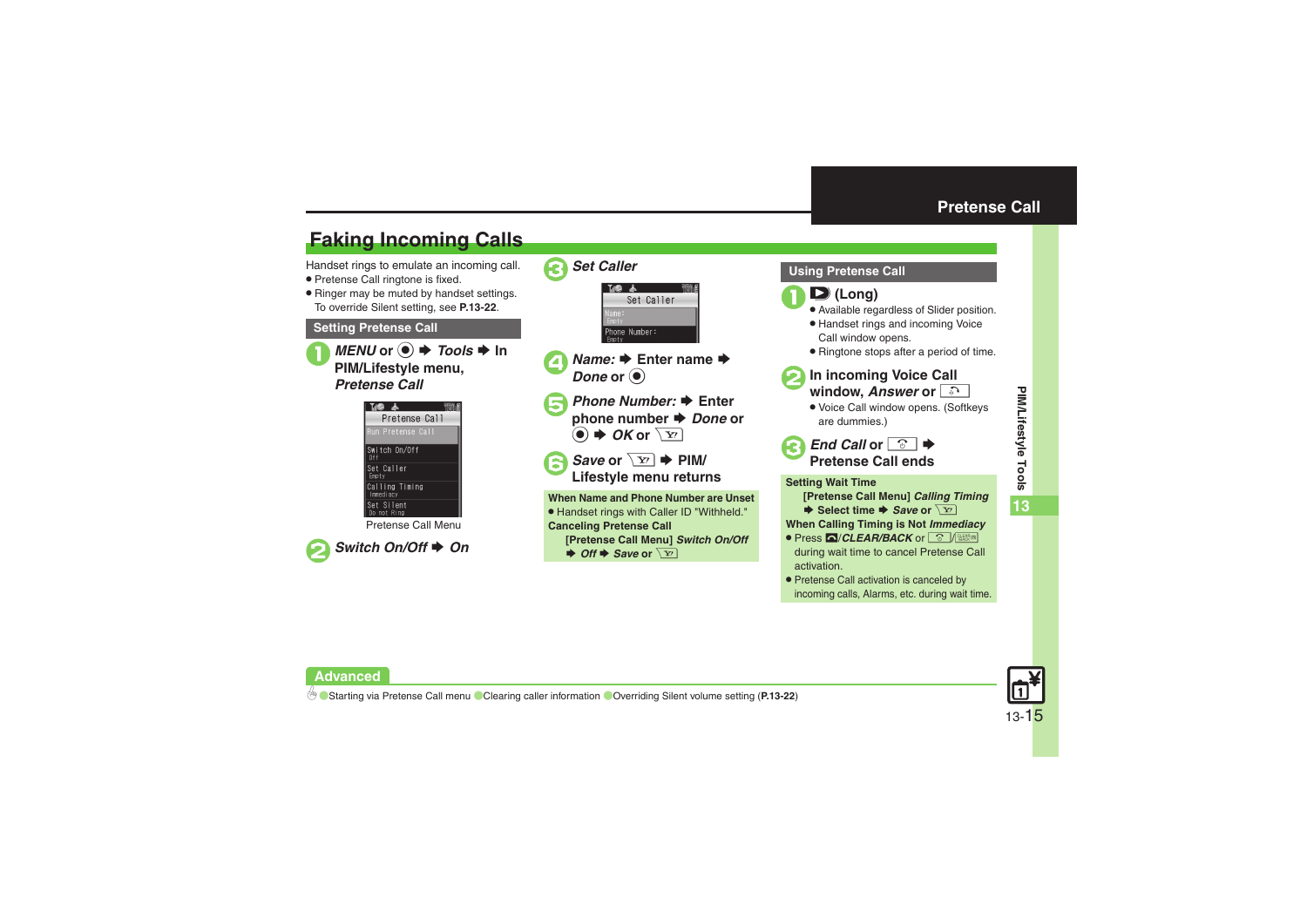# Pretense Call

## Faking Incoming Calls

Handset rings to emulate an incoming call.

- Pretense Call ringtone is fixed.
- Ringer may be muted by handset settings. To override Silent setting, see **P.13-22**.

### Setting Pretense Call

1. ***MENU*** **or** ● ➡ ***Tools*** ➡ **In PIM/Lifestyle menu,** ***Pretense Call***

   Pretense Call Menu

2. ***Switch On/Off*** ➡ ***On***

3. ***Set Caller***

4. ***Name:*** ➡ **Enter name** ➡ ***Done*** **or** ●

5. ***Phone Number:*** ➡ **Enter phone number** ➡ ***Done*** **or** ● ➡ ***OK*** **or** [Y!]

6. ***Save*** **or** [Y!] ➡ **PIM/ Lifestyle menu returns**

**When Name and Phone Number are Unset**

- Handset rings with Caller ID "Withheld."

**Canceling Pretense Call**

**[Pretense Call Menu]** ***Switch On/Off*** ➡ ***Off*** ➡ ***Save*** **or** [Y!]

### Using Pretense Call

1. **[▷] (Long)**
   - Available regardless of Slider position.
   - Handset rings and incoming Voice Call window opens.
   - Ringtone stops after a period of time.

2. **In incoming Voice Call window,** ***Answer*** **or** [Call]
   - Voice Call window opens. (Softkeys are dummies.)

3. ***End Call*** **or** [End] ➡ **Pretense Call ends**

**Setting Wait Time**

**[Pretense Call Menu]** ***Calling Timing*** ➡ **Select time** ➡ ***Save*** **or** [Y!]

**When Calling Timing is Not** ***Immediacy***

- Press [⌂]/***CLEAR/BACK*** or [End]/[CLEAR BACK] during wait time to cancel Pretense Call activation.
- Pretense Call activation is canceled by incoming calls, Alarms, etc. during wait time.

**Advanced**

●Starting via Pretense Call menu ●Clearing caller information ●Overriding Silent volume setting (**P.13-22**)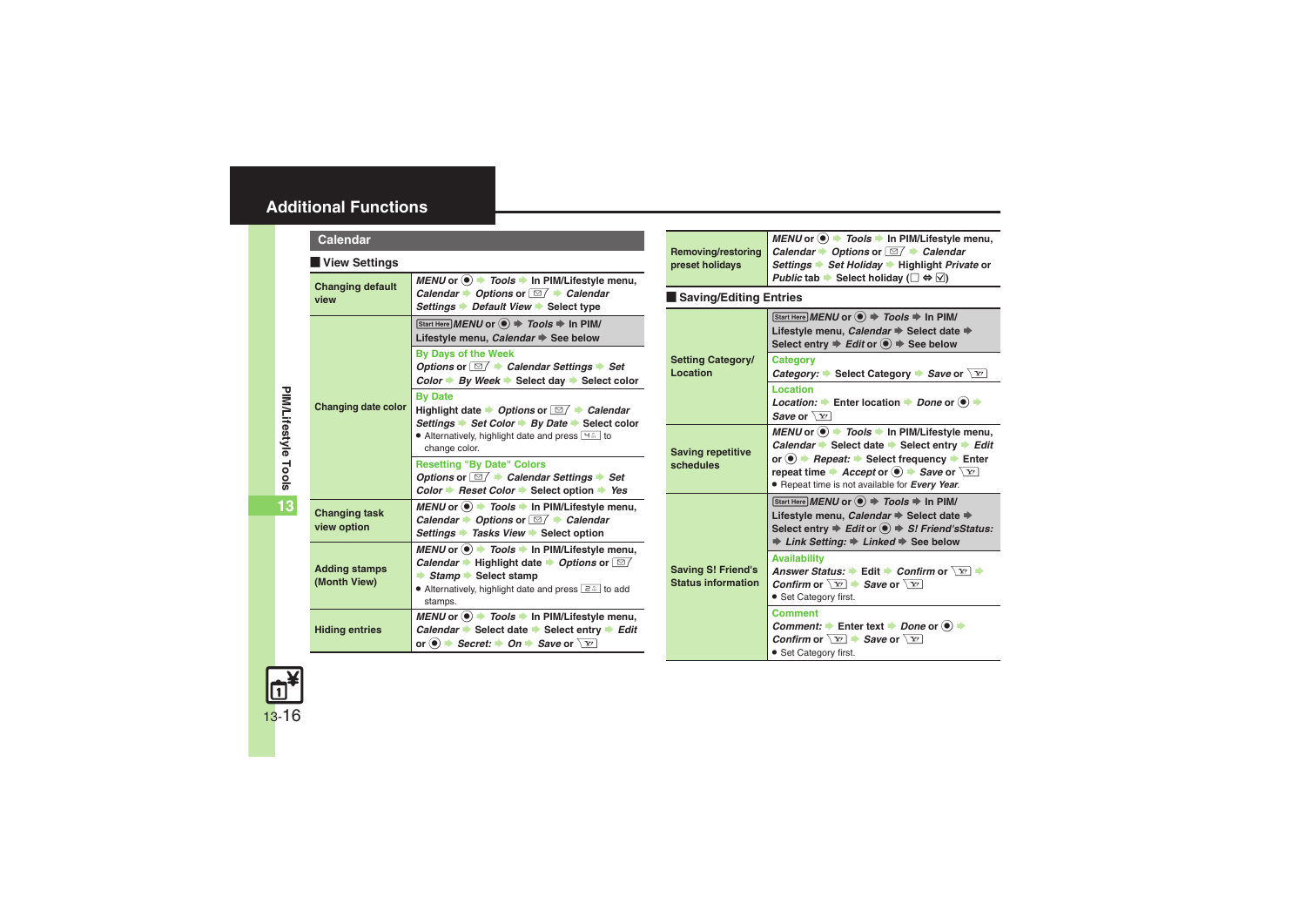# Additional Functions

## Calendar

### View Settings

| | |
|---|---|
| **Changing default view** | *MENU* or ◉ ➡ *Tools* ➡ In PIM/Lifestyle menu, *Calendar* ➡ *Options* or ✉ ➡ *Calendar Settings* ➡ *Default View* ➡ Select type |
| **Changing date color** | Start Here *MENU* or ◉ ➡ *Tools* ➡ In PIM/ Lifestyle menu, *Calendar* ➡ See below<br>**By Days of the Week**<br>*Options* or ✉ ➡ *Calendar Settings* ➡ *Set Color* ➡ *By Week* ➡ Select day ➡ Select color<br>**By Date**<br>Highlight date ➡ *Options* or ✉ ➡ *Calendar Settings* ➡ *Set Color* ➡ *By Date* ➡ Select color<br>● Alternatively, highlight date and press 4 to change color.<br>**Resetting "By Date" Colors**<br>*Options* or ✉ ➡ *Calendar Settings* ➡ *Set Color* ➡ *Reset Color* ➡ Select option ➡ *Yes* |
| **Changing task view option** | *MENU* or ◉ ➡ *Tools* ➡ In PIM/Lifestyle menu, *Calendar* ➡ *Options* or ✉ ➡ *Calendar Settings* ➡ *Tasks View* ➡ Select option |
| **Adding stamps (Month View)** | *MENU* or ◉ ➡ *Tools* ➡ In PIM/Lifestyle menu, *Calendar* ➡ Highlight date ➡ *Options* or ✉ ➡ *Stamp* ➡ Select stamp<br>● Alternatively, highlight date and press 2 to add stamps. |
| **Hiding entries** | *MENU* or ◉ ➡ *Tools* ➡ In PIM/Lifestyle menu, *Calendar* ➡ Select date ➡ Select entry ➡ *Edit* or ◉ ➡ *Secret:* ➡ *On* ➡ *Save* or Y! |
| **Removing/restoring preset holidays** | *MENU* or ◉ ➡ *Tools* ➡ In PIM/Lifestyle menu, *Calendar* ➡ *Options* or ✉ ➡ *Calendar Settings* ➡ *Set Holiday* ➡ Highlight *Private* or *Public* tab ➡ Select holiday (☐ ⇔ ☑) |

### Saving/Editing Entries

| | |
|---|---|
| **Setting Category/ Location** | Start Here *MENU* or ◉ ➡ *Tools* ➡ In PIM/ Lifestyle menu, *Calendar* ➡ Select date ➡ Select entry ➡ *Edit* or ◉ ➡ See below<br>**Category**<br>*Category:* ➡ Select Category ➡ *Save* or Y!<br>**Location**<br>*Location:* ➡ Enter location ➡ *Done* or ◉ ➡ *Save* or Y! |
| **Saving repetitive schedules** | *MENU* or ◉ ➡ *Tools* ➡ In PIM/Lifestyle menu, *Calendar* ➡ Select date ➡ Select entry ➡ *Edit* or ◉ ➡ *Repeat:* ➡ Select frequency ➡ Enter repeat time ➡ *Accept* or ◉ ➡ *Save* or Y!<br>● Repeat time is not available for *Every Year*. |
| **Saving S! Friend's Status information** | Start Here *MENU* or ◉ ➡ *Tools* ➡ In PIM/ Lifestyle menu, *Calendar* ➡ Select date ➡ Select entry ➡ *Edit* or ◉ ➡ *S! Friend'sStatus:* ➡ *Link Setting:* ➡ *Linked* ➡ See below<br>**Availability**<br>*Answer Status:* ➡ Edit ➡ *Confirm* or Y! ➡ *Confirm* or Y! ➡ *Save* or Y!<br>● Set Category first.<br>**Comment**<br>*Comment:* ➡ Enter text ➡ *Done* or ◉ ➡ *Confirm* or Y! ➡ *Save* or Y!<br>● Set Category first. |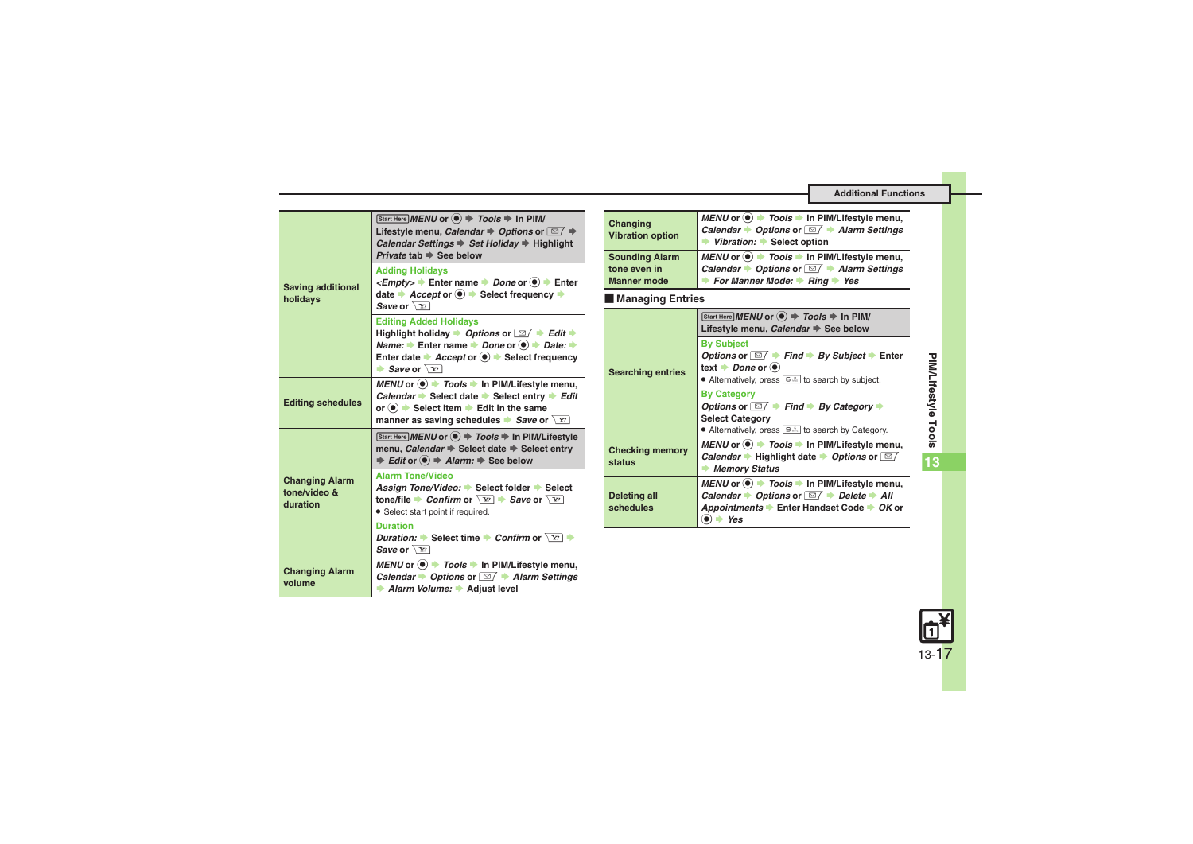| | |
|---|---|
| **Saving additional holidays** | Start Here *MENU* or ● ➡ *Tools* ➡ In PIM/ Lifestyle menu, *Calendar* ➡ *Options* or ✉ ➡ *Calendar Settings* ➡ *Set Holiday* ➡ Highlight *Private* tab ➡ See below<br>**Adding Holidays**<br>*<Empty>* ➡ Enter name ➡ *Done* or ● ➡ Enter date ➡ *Accept* or ● ➡ Select frequency ➡ *Save* or Y!<br>**Editing Added Holidays**<br>Highlight holiday ➡ *Options* or ✉ ➡ *Edit* ➡ *Name:* ➡ Enter name ➡ *Done* or ● ➡ *Date:* ➡ Enter date ➡ *Accept* or ● ➡ Select frequency ➡ *Save* or Y! |
| **Editing schedules** | *MENU* or ● ➡ *Tools* ➡ In PIM/Lifestyle menu, *Calendar* ➡ Select date ➡ Select entry ➡ *Edit* or ● ➡ Select item ➡ Edit in the same manner as saving schedules ➡ *Save* or Y! |
| **Changing Alarm tone/video & duration** | Start Here *MENU* or ● ➡ *Tools* ➡ In PIM/Lifestyle menu, *Calendar* ➡ Select date ➡ Select entry ➡ *Edit* or ● ➡ *Alarm:* ➡ See below<br>**Alarm Tone/Video**<br>*Assign Tone/Video:* ➡ Select folder ➡ Select tone/file ➡ *Confirm* or Y! ➡ *Save* or Y!<br>● Select start point if required.<br>**Duration**<br>*Duration:* ➡ Select time ➡ *Confirm* or Y! ➡ *Save* or Y! |
| **Changing Alarm volume** | *MENU* or ● ➡ *Tools* ➡ In PIM/Lifestyle menu, *Calendar* ➡ *Options* or ✉ ➡ *Alarm Settings* ➡ *Alarm Volume:* ➡ Adjust level |
| **Changing Vibration option** | *MENU* or ● ➡ *Tools* ➡ In PIM/Lifestyle menu, *Calendar* ➡ *Options* or ✉ ➡ *Alarm Settings* ➡ *Vibration:* ➡ Select option |
| **Sounding Alarm tone even in Manner mode** | *MENU* or ● ➡ *Tools* ➡ In PIM/Lifestyle menu, *Calendar* ➡ *Options* or ✉ ➡ *Alarm Settings* ➡ *For Manner Mode:* ➡ *Ring* ➡ *Yes* |

## Managing Entries

| | |
|---|---|
| **Searching entries** | Start Here *MENU* or ● ➡ *Tools* ➡ In PIM/ Lifestyle menu, *Calendar* ➡ See below<br>**By Subject**<br>*Options* or ✉ ➡ *Find* ➡ *By Subject* ➡ Enter text ➡ *Done* or ●<br>● Alternatively, press 6 to search by subject.<br>**By Category**<br>*Options* or ✉ ➡ *Find* ➡ *By Category* ➡ Select Category<br>● Alternatively, press 9 to search by Category. |
| **Checking memory status** | *MENU* or ● ➡ *Tools* ➡ In PIM/Lifestyle menu, *Calendar* ➡ Highlight date ➡ *Options* or ✉ ➡ *Memory Status* |
| **Deleting all schedules** | *MENU* or ● ➡ *Tools* ➡ In PIM/Lifestyle menu, *Calendar* ➡ *Options* or ✉ ➡ *Delete* ➡ *All Appointments* ➡ Enter Handset Code ➡ *OK* or ● ➡ *Yes* |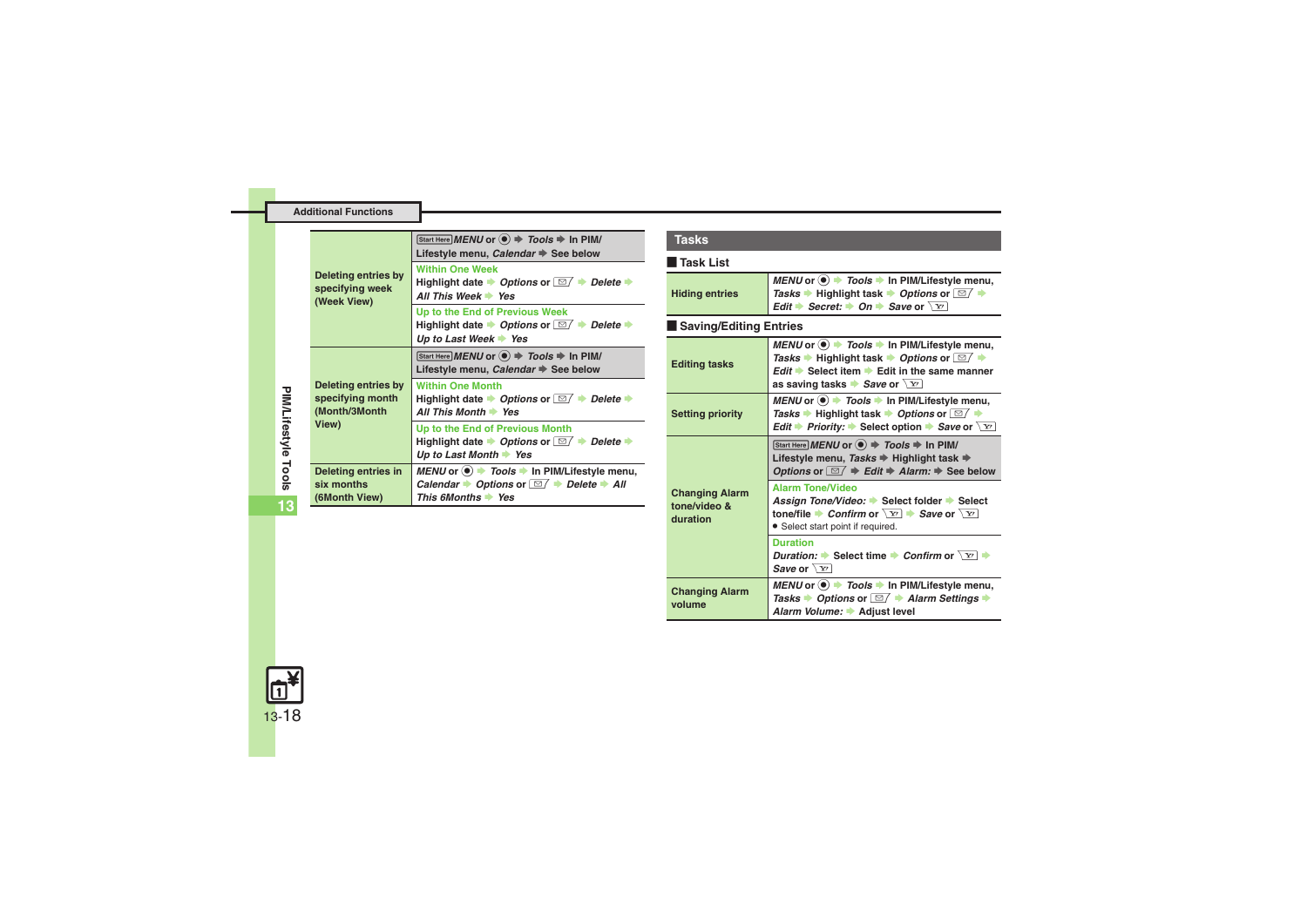## Additional Functions

| | |
|---|---|
| Deleting entries by specifying week (Week View) | Start Here *MENU* or ● ➡ *Tools* ➡ In PIM/Lifestyle menu, *Calendar* ➡ See below |
| | **Within One Week**<br>Highlight date ➡ *Options* or ✉ ➡ *Delete* ➡ *All This Week* ➡ *Yes* |
| | **Up to the End of Previous Week**<br>Highlight date ➡ *Options* or ✉ ➡ *Delete* ➡ *Up to Last Week* ➡ *Yes* |
| Deleting entries by specifying month (Month/3Month View) | Start Here *MENU* or ● ➡ *Tools* ➡ In PIM/Lifestyle menu, *Calendar* ➡ See below |
| | **Within One Month**<br>Highlight date ➡ *Options* or ✉ ➡ *Delete* ➡ *All This Month* ➡ *Yes* |
| | **Up to the End of Previous Month**<br>Highlight date ➡ *Options* or ✉ ➡ *Delete* ➡ *Up to Last Month* ➡ *Yes* |
| Deleting entries in six months (6Month View) | *MENU* or ● ➡ *Tools* ➡ In PIM/Lifestyle menu, *Calendar* ➡ *Options* or ✉ ➡ *Delete* ➡ *All This 6Months* ➡ *Yes* |

## Tasks

### Task List

| | |
|---|---|
| Hiding entries | *MENU* or ● ➡ *Tools* ➡ In PIM/Lifestyle menu, *Tasks* ➡ Highlight task ➡ *Options* or ✉ ➡ *Edit* ➡ *Secret:* ➡ *On* ➡ *Save* or Y! |

### Saving/Editing Entries

| | |
|---|---|
| Editing tasks | *MENU* or ● ➡ *Tools* ➡ In PIM/Lifestyle menu, *Tasks* ➡ Highlight task ➡ *Options* or ✉ ➡ *Edit* ➡ Select item ➡ Edit in the same manner as saving tasks ➡ *Save* or Y! |
| Setting priority | *MENU* or ● ➡ *Tools* ➡ In PIM/Lifestyle menu, *Tasks* ➡ Highlight task ➡ *Options* or ✉ ➡ *Edit* ➡ *Priority:* ➡ Select option ➡ *Save* or Y! |
| Changing Alarm tone/video & duration | Start Here *MENU* or ● ➡ *Tools* ➡ In PIM/Lifestyle menu, *Tasks* ➡ Highlight task ➡ *Options* or ✉ ➡ *Edit* ➡ *Alarm:* ➡ See below |
| | **Alarm Tone/Video**<br>*Assign Tone/Video:* ➡ Select folder ➡ Select tone/file ➡ *Confirm* or Y! ➡ *Save* or Y!<br>● Select start point if required. |
| | **Duration**<br>*Duration:* ➡ Select time ➡ *Confirm* or Y! ➡ *Save* or Y! |
| Changing Alarm volume | *MENU* or ● ➡ *Tools* ➡ In PIM/Lifestyle menu, *Tasks* ➡ *Options* or ✉ ➡ *Alarm Settings* ➡ *Alarm Volume:* ➡ Adjust level |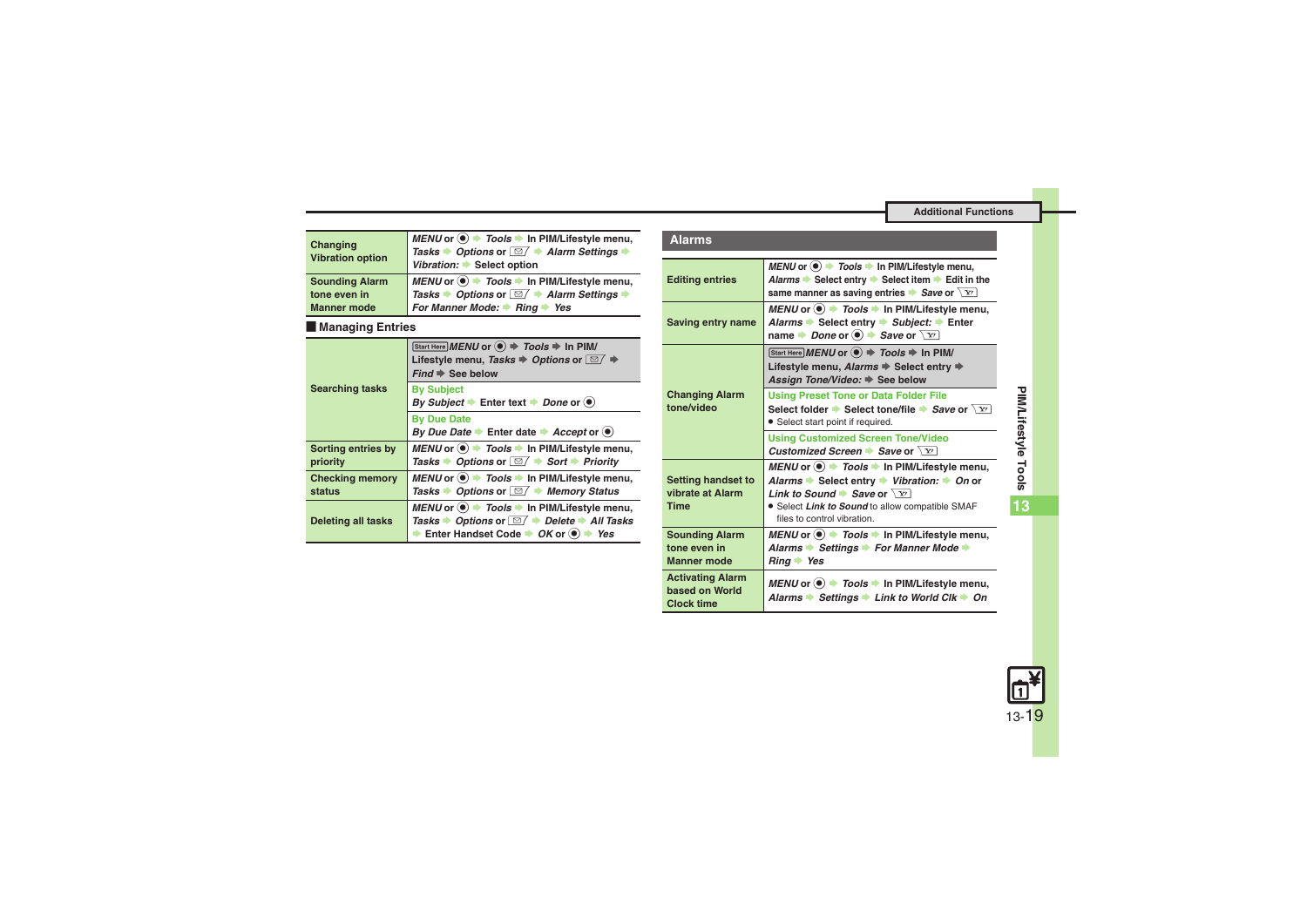| | |
|---|---|
| Changing Vibration option | *MENU* or ● ➡ *Tools* ➡ In PIM/Lifestyle menu, *Tasks* ➡ *Options* or ✉ ➡ *Alarm Settings* ➡ *Vibration:* ➡ Select option |
| Sounding Alarm tone even in Manner mode | *MENU* or ● ➡ *Tools* ➡ In PIM/Lifestyle menu, *Tasks* ➡ *Options* or ✉ ➡ *Alarm Settings* ➡ *For Manner Mode:* ➡ *Ring* ➡ *Yes* |

## Managing Entries

| | |
|---|---|
| Searching tasks | Start Here *MENU* or ● ➡ *Tools* ➡ In PIM/Lifestyle menu, *Tasks* ➡ *Options* or ✉ ➡ *Find* ➡ See below |
| | **By Subject**<br>*By Subject* ➡ Enter text ➡ *Done* or ● |
| | **By Due Date**<br>*By Due Date* ➡ Enter date ➡ *Accept* or ● |
| Sorting entries by priority | *MENU* or ● ➡ *Tools* ➡ In PIM/Lifestyle menu, *Tasks* ➡ *Options* or ✉ ➡ *Sort* ➡ *Priority* |
| Checking memory status | *MENU* or ● ➡ *Tools* ➡ In PIM/Lifestyle menu, *Tasks* ➡ *Options* or ✉ ➡ *Memory Status* |
| Deleting all tasks | *MENU* or ● ➡ *Tools* ➡ In PIM/Lifestyle menu, *Tasks* ➡ *Options* or ✉ ➡ *Delete* ➡ *All Tasks* ➡ Enter Handset Code ➡ *OK* or ● ➡ *Yes* |

## Alarms

| | |
|---|---|
| Editing entries | *MENU* or ● ➡ *Tools* ➡ In PIM/Lifestyle menu, *Alarms* ➡ Select entry ➡ Select item ➡ Edit in the same manner as saving entries ➡ *Save* or Y! |
| Saving entry name | *MENU* or ● ➡ *Tools* ➡ In PIM/Lifestyle menu, *Alarms* ➡ Select entry ➡ *Subject:* ➡ Enter name ➡ *Done* or ● ➡ *Save* or Y! |
| Changing Alarm tone/video | Start Here *MENU* or ● ➡ *Tools* ➡ In PIM/Lifestyle menu, *Alarms* ➡ Select entry ➡ *Assign Tone/Video:* ➡ See below |
| | **Using Preset Tone or Data Folder File**<br>Select folder ➡ Select tone/file ➡ *Save* or Y!<br>● Select start point if required. |
| | **Using Customized Screen Tone/Video**<br>*Customized Screen* ➡ *Save* or Y! |
| Setting handset to vibrate at Alarm Time | *MENU* or ● ➡ *Tools* ➡ In PIM/Lifestyle menu, *Alarms* ➡ Select entry ➡ *Vibration:* ➡ *On* or *Link to Sound* ➡ *Save* or Y!<br>● Select *Link to Sound* to allow compatible SMAF files to control vibration. |
| Sounding Alarm tone even in Manner mode | *MENU* or ● ➡ *Tools* ➡ In PIM/Lifestyle menu, *Alarms* ➡ *Settings* ➡ *For Manner Mode* ➡ *Ring* ➡ *Yes* |
| Activating Alarm based on World Clock time | *MENU* or ● ➡ *Tools* ➡ In PIM/Lifestyle menu, *Alarms* ➡ *Settings* ➡ *Link to World Clk* ➡ *On* |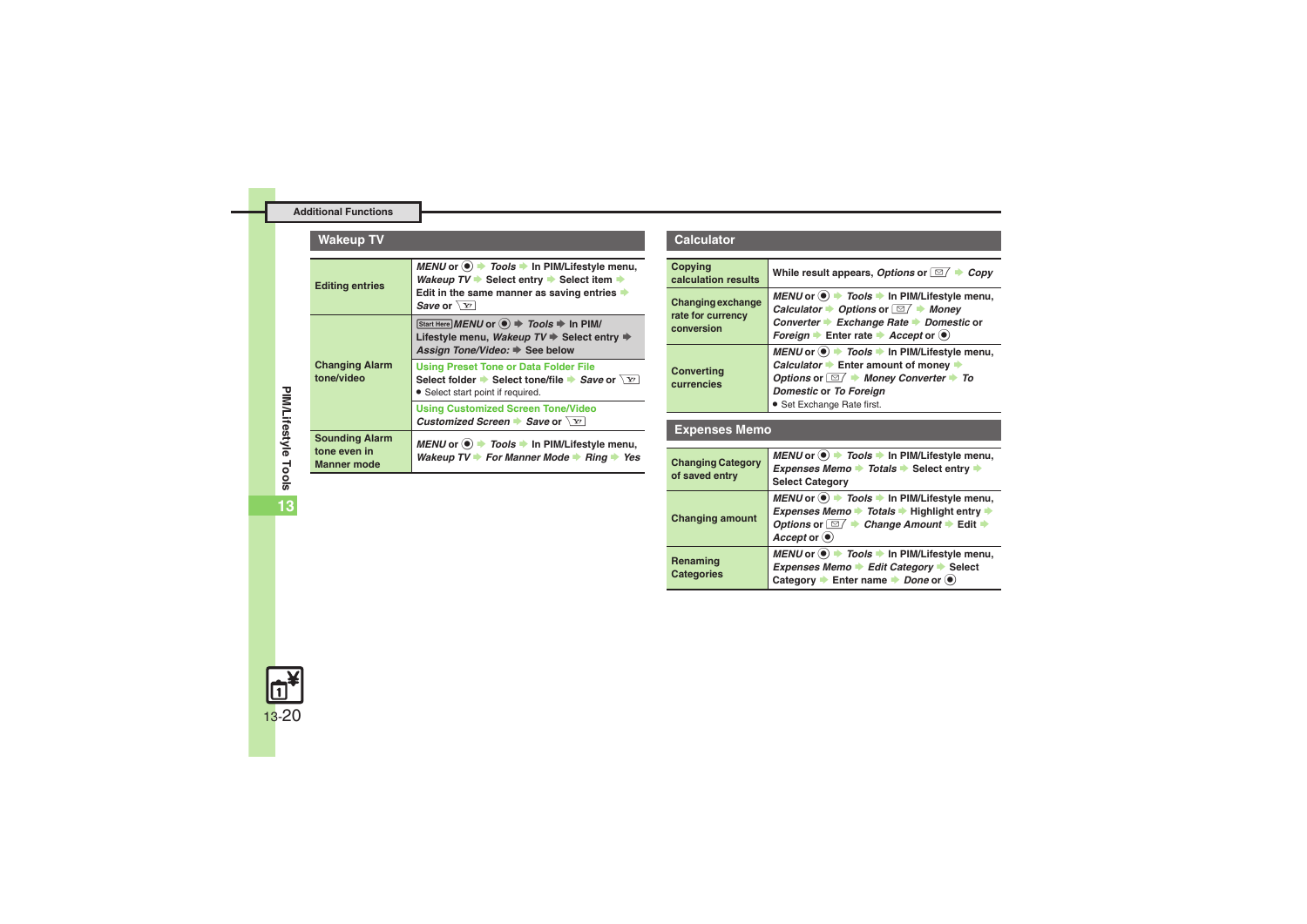## Additional Functions

### Wakeup TV

| | |
|---|---|
| **Editing entries** | *MENU* or ◉ ➡ *Tools* ➡ In PIM/Lifestyle menu, *Wakeup TV* ➡ Select entry ➡ Select item ➡ Edit in the same manner as saving entries ➡ *Save* or Y! |
| **Changing Alarm tone/video** | Start Here *MENU* or ◉ ➡ *Tools* ➡ In PIM/Lifestyle menu, *Wakeup TV* ➡ Select entry ➡ *Assign Tone/Video:* ➡ See below |
| | **Using Preset Tone or Data Folder File**<br>Select folder ➡ Select tone/file ➡ *Save* or Y!<br>● Select start point if required. |
| | **Using Customized Screen Tone/Video**<br>*Customized Screen* ➡ *Save* or Y! |
| **Sounding Alarm tone even in Manner mode** | *MENU* or ◉ ➡ *Tools* ➡ In PIM/Lifestyle menu, *Wakeup TV* ➡ *For Manner Mode* ➡ *Ring* ➡ *Yes* |

### Calculator

| | |
|---|---|
| **Copying calculation results** | While result appears, *Options* or ✉ ➡ *Copy* |
| **Changing exchange rate for currency conversion** | *MENU* or ◉ ➡ *Tools* ➡ In PIM/Lifestyle menu, *Calculator* ➡ *Options* or ✉ ➡ *Money Converter* ➡ *Exchange Rate* ➡ *Domestic* or *Foreign* ➡ Enter rate ➡ *Accept* or ◉ |
| **Converting currencies** | *MENU* or ◉ ➡ *Tools* ➡ In PIM/Lifestyle menu, *Calculator* ➡ Enter amount of money ➡ *Options* or ✉ ➡ *Money Converter* ➡ *To Domestic* or *To Foreign*<br>● Set Exchange Rate first. |

### Expenses Memo

| | |
|---|---|
| **Changing Category of saved entry** | *MENU* or ◉ ➡ *Tools* ➡ In PIM/Lifestyle menu, *Expenses Memo* ➡ *Totals* ➡ Select entry ➡ Select Category |
| **Changing amount** | *MENU* or ◉ ➡ *Tools* ➡ In PIM/Lifestyle menu, *Expenses Memo* ➡ *Totals* ➡ Highlight entry ➡ *Options* or ✉ ➡ *Change Amount* ➡ Edit ➡ *Accept* or ◉ |
| **Renaming Categories** | *MENU* or ◉ ➡ *Tools* ➡ In PIM/Lifestyle menu, *Expenses Memo* ➡ *Edit Category* ➡ Select Category ➡ Enter name ➡ *Done* or ◉ |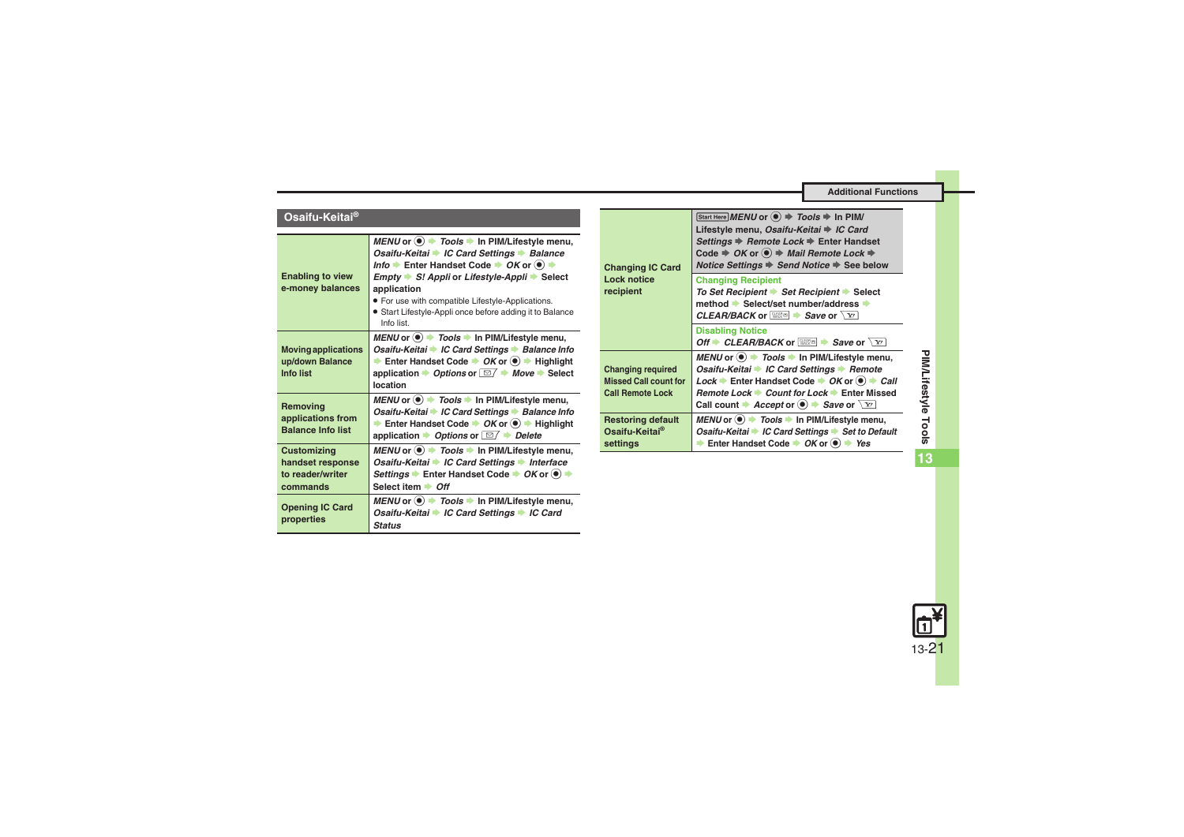## Osaifu-Keitai®

| | |
|---|---|
| **Enabling to view e-money balances** | *MENU* or ● ➡ *Tools* ➡ In PIM/Lifestyle menu, *Osaifu-Keitai* ➡ *IC Card Settings* ➡ *Balance Info* ➡ Enter Handset Code ➡ *OK* or ● ➡ *Empty* ➡ *S! Appli* or *Lifestyle-Appli* ➡ Select application<br>● For use with compatible Lifestyle-Applications.<br>● Start Lifestyle-Appli once before adding it to Balance Info list. |
| **Moving applications up/down Balance Info list** | *MENU* or ● ➡ *Tools* ➡ In PIM/Lifestyle menu, *Osaifu-Keitai* ➡ *IC Card Settings* ➡ *Balance Info* ➡ Enter Handset Code ➡ *OK* or ● ➡ Highlight application ➡ *Options* or ✉ ➡ *Move* ➡ Select location |
| **Removing applications from Balance Info list** | *MENU* or ● ➡ *Tools* ➡ In PIM/Lifestyle menu, *Osaifu-Keitai* ➡ *IC Card Settings* ➡ *Balance Info* ➡ Enter Handset Code ➡ *OK* or ● ➡ Highlight application ➡ *Options* or ✉ ➡ *Delete* |
| **Customizing handset response to reader/writer commands** | *MENU* or ● ➡ *Tools* ➡ In PIM/Lifestyle menu, *Osaifu-Keitai* ➡ *IC Card Settings* ➡ *Interface Settings* ➡ Enter Handset Code ➡ *OK* or ● ➡ Select item ➡ *Off* |
| **Opening IC Card properties** | *MENU* or ● ➡ *Tools* ➡ In PIM/Lifestyle menu, *Osaifu-Keitai* ➡ *IC Card Settings* ➡ *IC Card Status* |
| **Changing IC Card Lock notice recipient** | Start Here *MENU* or ● ➡ *Tools* ➡ In PIM/Lifestyle menu, *Osaifu-Keitai* ➡ *IC Card Settings* ➡ *Remote Lock* ➡ Enter Handset Code ➡ *OK* or ● ➡ *Mail Remote Lock* ➡ *Notice Settings* ➡ *Send Notice* ➡ See below<br>**Changing Recipient**<br>*To Set Recipient* ➡ *Set Recipient* ➡ Select method ➡ Select/set number/address ➡ *CLEAR/BACK* or CLEAR/BACK ➡ *Save* or Y!<br>**Disabling Notice**<br>*Off* ➡ *CLEAR/BACK* or CLEAR/BACK ➡ *Save* or Y! |
| **Changing required Missed Call count for Call Remote Lock** | *MENU* or ● ➡ *Tools* ➡ In PIM/Lifestyle menu, *Osaifu-Keitai* ➡ *IC Card Settings* ➡ *Remote Lock* ➡ Enter Handset Code ➡ *OK* or ● ➡ *Call Remote Lock* ➡ *Count for Lock* ➡ Enter Missed Call count ➡ *Accept* or ● ➡ *Save* or Y! |
| **Restoring default Osaifu-Keitai® settings** | *MENU* or ● ➡ *Tools* ➡ In PIM/Lifestyle menu, *Osaifu-Keitai* ➡ *IC Card Settings* ➡ *Set to Default* ➡ Enter Handset Code ➡ *OK* or ● ➡ *Yes* |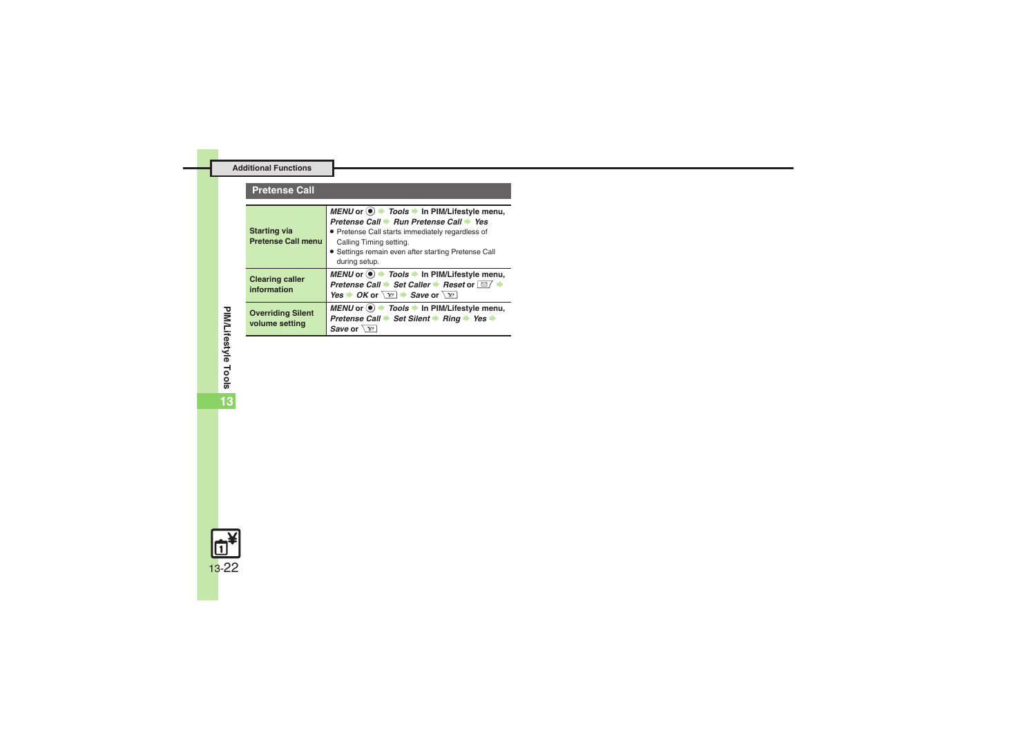## Pretense Call

| | |
|---|---|
| **Starting via Pretense Call menu** | ***MENU*** **or** ● ➡ ***Tools*** ➡ **In PIM/Lifestyle menu,** ***Pretense Call*** ➡ ***Run Pretense Call*** ➡ ***Yes*** <br> ● Pretense Call starts immediately regardless of Calling Timing setting. <br> ● Settings remain even after starting Pretense Call during setup. |
| **Clearing caller information** | ***MENU*** **or** ● ➡ ***Tools*** ➡ **In PIM/Lifestyle menu,** ***Pretense Call*** ➡ ***Set Caller*** ➡ ***Reset*** **or** ✉ ➡ ***Yes*** ➡ ***OK*** **or** Y! ➡ ***Save*** **or** Y! |
| **Overriding Silent volume setting** | ***MENU*** **or** ● ➡ ***Tools*** ➡ **In PIM/Lifestyle menu,** ***Pretense Call*** ➡ ***Set Silent*** ➡ ***Ring*** ➡ ***Yes*** ➡ ***Save*** **or** Y! |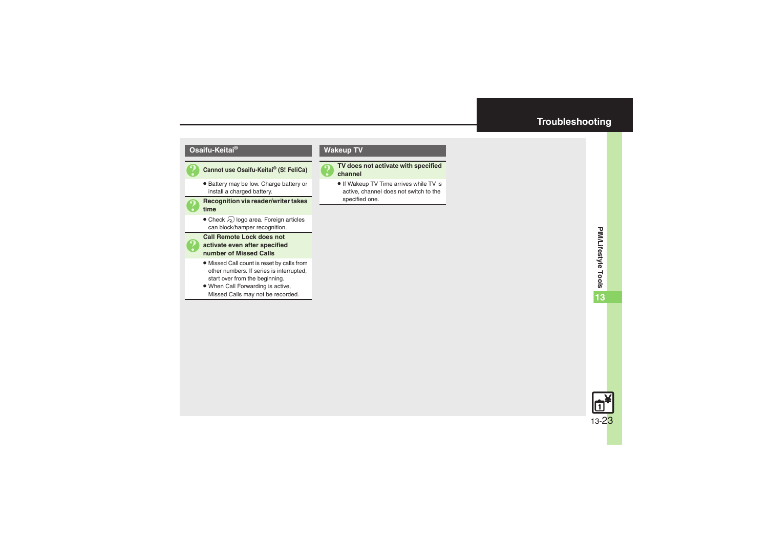## Osaifu-Keitai®

**Cannot use Osaifu-Keitai® (S! FeliCa)**

- Battery may be low. Charge battery or install a charged battery.

**Recognition via reader/writer takes time**

- Check logo area. Foreign articles can block/hamper recognition.

**Call Remote Lock does not activate even after specified number of Missed Calls**

- Missed Call count is reset by calls from other numbers. If series is interrupted, start over from the beginning.
- When Call Forwarding is active, Missed Calls may not be recorded.

## Wakeup TV

**TV does not activate with specified channel**

- If Wakeup TV Time arrives while TV is active, channel does not switch to the specified one.